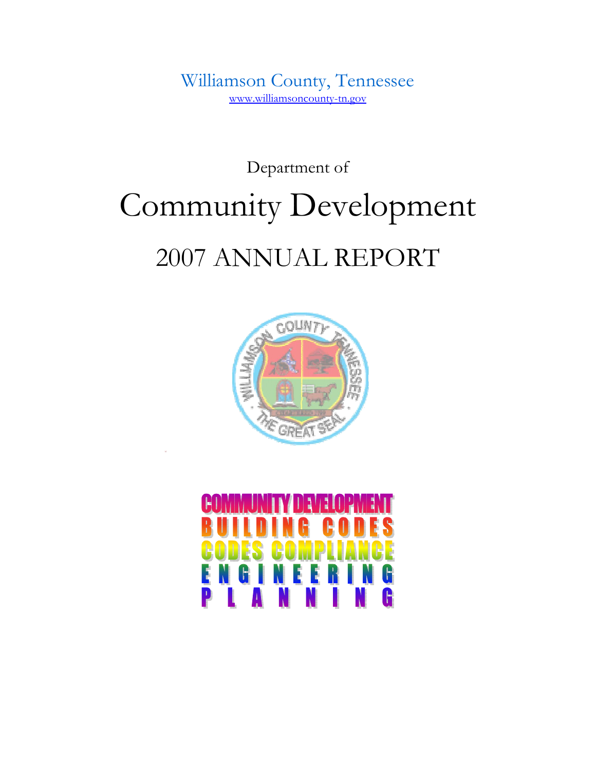Williamson County, Tennessee

www.williamsoncounty-tn.gov

Department of

# Community Development

## 2007 ANNUAL REPORT

COMMUNITY DEVELOPMENT

BUILDING CODES

CODES COMPLIANCE

ENGINEERING

PLANNING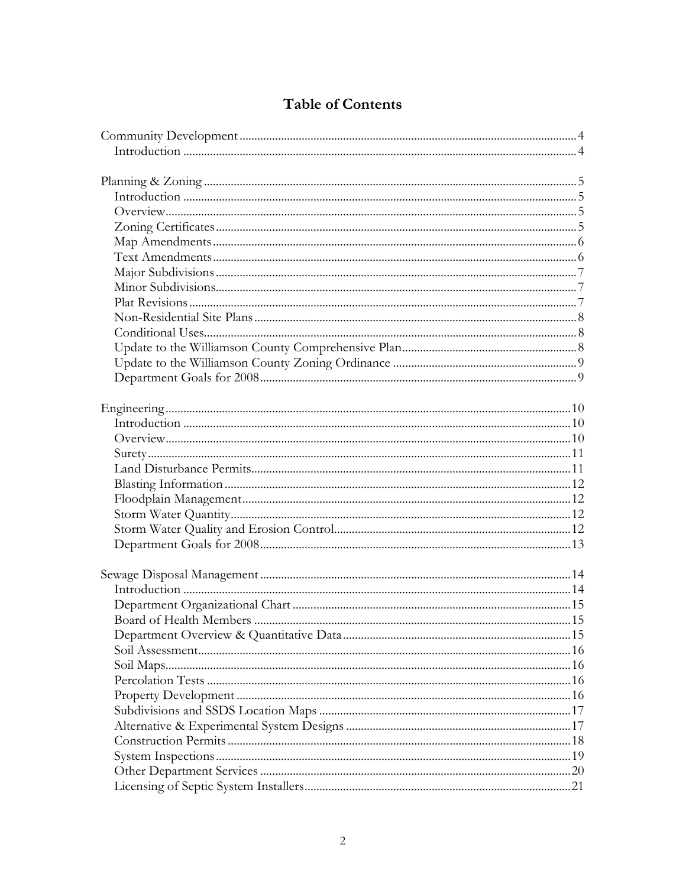# Table of Contents

- Community Development ........ 4
  - Introduction ........ 4

- Planning & Zoning ........ 5
  - Introduction ........ 5
  - Overview ........ 5
  - Zoning Certificates ........ 5
  - Map Amendments ........ 6
  - Text Amendments ........ 6
  - Major Subdivisions ........ 7
  - Minor Subdivisions ........ 7
  - Plat Revisions ........ 7
  - Non-Residential Site Plans ........ 8
  - Conditional Uses ........ 8
  - Update to the Williamson County Comprehensive Plan ........ 8
  - Update to the Williamson County Zoning Ordinance ........ 9
  - Department Goals for 2008 ........ 9

- Engineering ........ 10
  - Introduction ........ 10
  - Overview ........ 10
  - Surety ........ 11
  - Land Disturbance Permits ........ 11
  - Blasting Information ........ 12
  - Floodplain Management ........ 12
  - Storm Water Quantity ........ 12
  - Storm Water Quality and Erosion Control ........ 12
  - Department Goals for 2008 ........ 13

- Sewage Disposal Management ........ 14
  - Introduction ........ 14
  - Department Organizational Chart ........ 15
  - Board of Health Members ........ 15
  - Department Overview & Quantitative Data ........ 15
  - Soil Assessment ........ 16
  - Soil Maps ........ 16
  - Percolation Tests ........ 16
  - Property Development ........ 16
  - Subdivisions and SSDS Location Maps ........ 17
  - Alternative & Experimental System Designs ........ 17
  - Construction Permits ........ 18
  - System Inspections ........ 19
  - Other Department Services ........ 20
  - Licensing of Septic System Installers ........ 21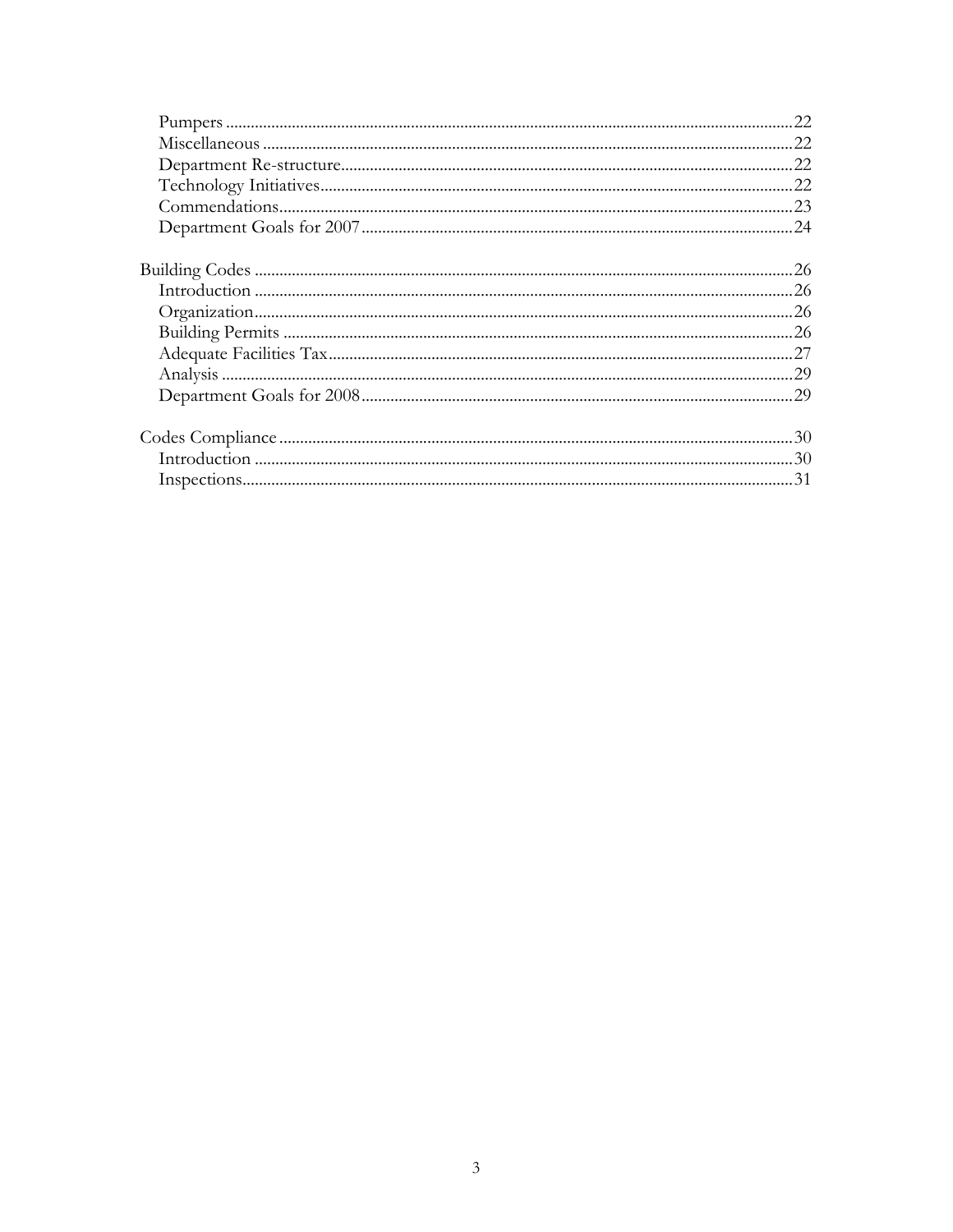- Pumpers ....... 22
- Miscellaneous ....... 22
- Department Re-structure ....... 22
- Technology Initiatives ....... 22
- Commendations ....... 23
- Department Goals for 2007 ....... 24

Building Codes ....... 26
- Introduction ....... 26
- Organization ....... 26
- Building Permits ....... 26
- Adequate Facilities Tax ....... 27
- Analysis ....... 29
- Department Goals for 2008 ....... 29

Codes Compliance ....... 30
- Introduction ....... 30
- Inspections ....... 31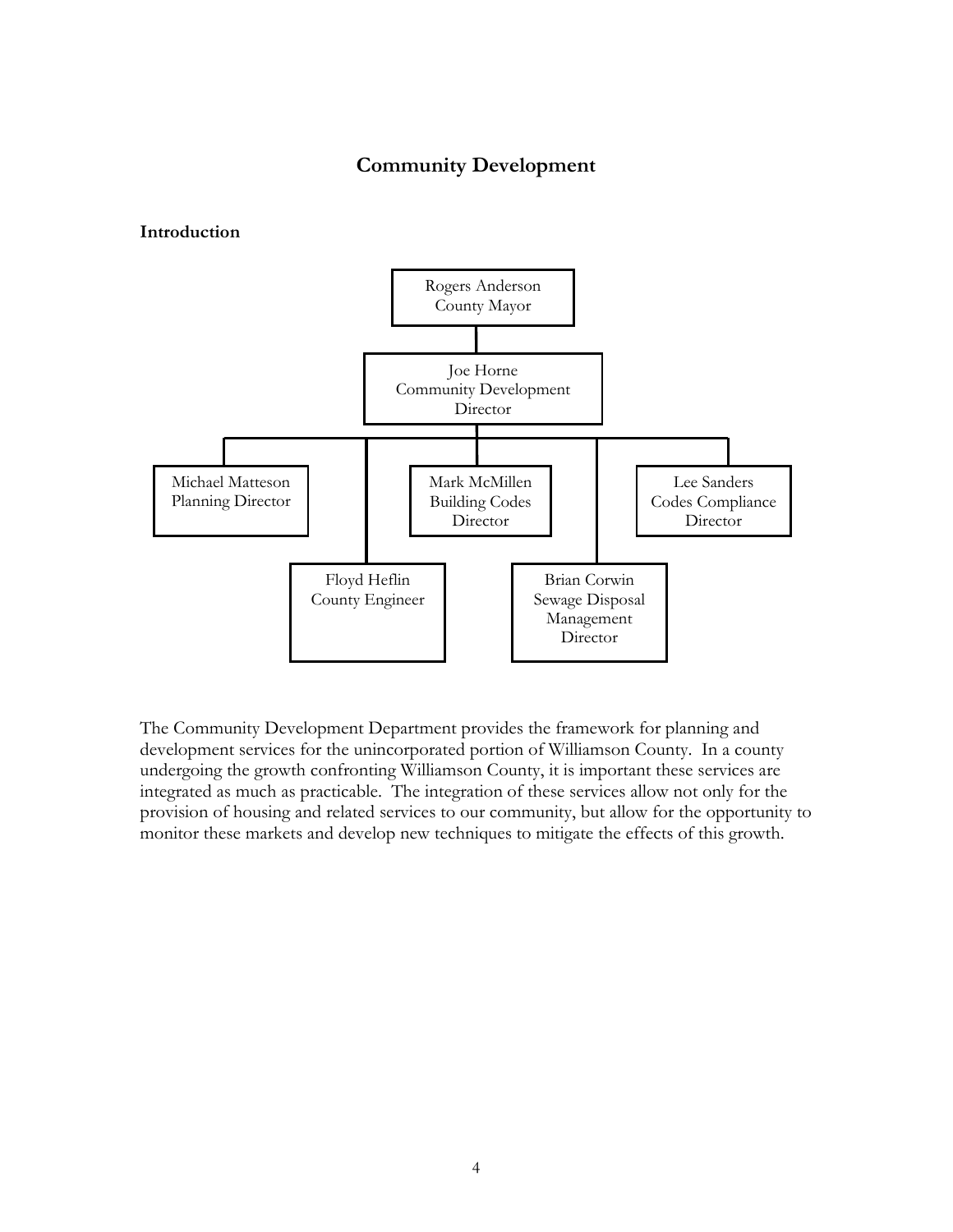# Community Development

## Introduction

Rogers Anderson
County Mayor

Joe Horne
Community Development
Director

Michael Matteson
Planning Director

Mark McMillen
Building Codes
Director

Lee Sanders
Codes Compliance
Director

Floyd Heflin
County Engineer

Brian Corwin
Sewage Disposal
Management
Director

The Community Development Department provides the framework for planning and development services for the unincorporated portion of Williamson County. In a county undergoing the growth confronting Williamson County, it is important these services are integrated as much as practicable. The integration of these services allow not only for the provision of housing and related services to our community, but allow for the opportunity to monitor these markets and develop new techniques to mitigate the effects of this growth.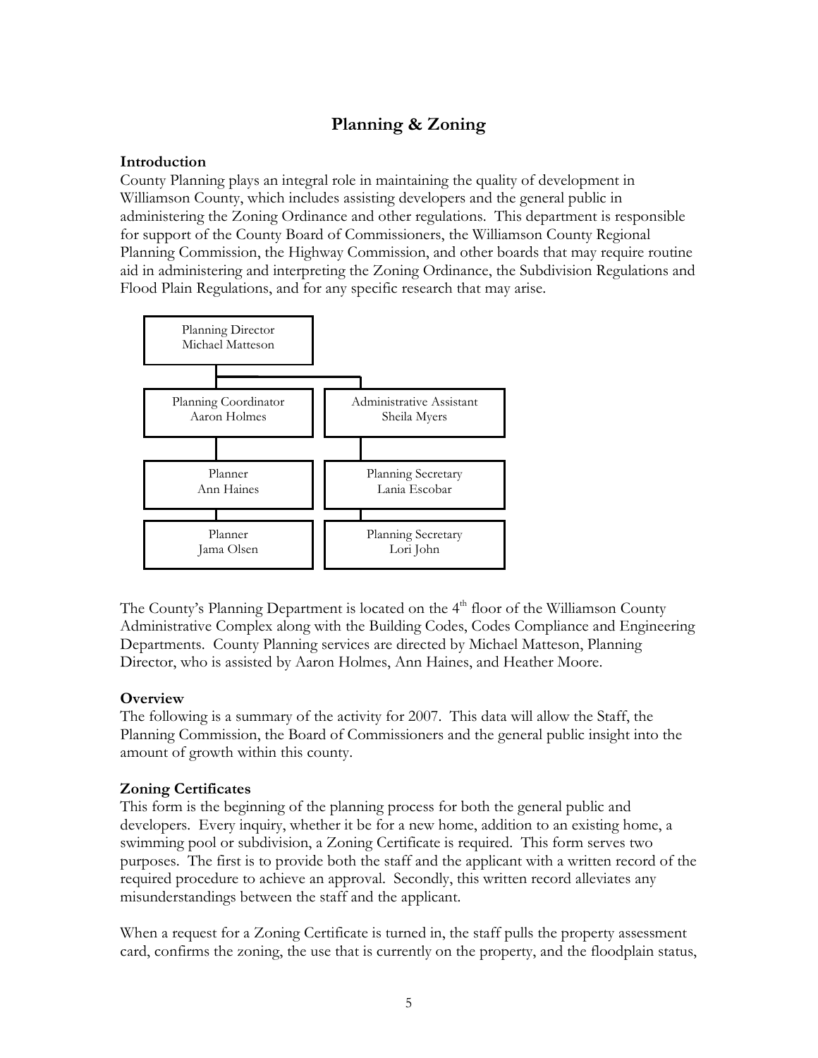# Planning & Zoning

### Introduction

County Planning plays an integral role in maintaining the quality of development in Williamson County, which includes assisting developers and the general public in administering the Zoning Ordinance and other regulations. This department is responsible for support of the County Board of Commissioners, the Williamson County Regional Planning Commission, the Highway Commission, and other boards that may require routine aid in administering and interpreting the Zoning Ordinance, the Subdivision Regulations and Flood Plain Regulations, and for any specific research that may arise.

- Planning Director – Michael Matteson
  - Planning Coordinator – Aaron Holmes
    - Planner – Ann Haines
    - Planner – Jama Olsen
  - Administrative Assistant – Sheila Myers
    - Planning Secretary – Lania Escobar
    - Planning Secretary – Lori John

The County's Planning Department is located on the 4th floor of the Williamson County Administrative Complex along with the Building Codes, Codes Compliance and Engineering Departments. County Planning services are directed by Michael Matteson, Planning Director, who is assisted by Aaron Holmes, Ann Haines, and Heather Moore.

### Overview

The following is a summary of the activity for 2007. This data will allow the Staff, the Planning Commission, the Board of Commissioners and the general public insight into the amount of growth within this county.

### Zoning Certificates

This form is the beginning of the planning process for both the general public and developers. Every inquiry, whether it be for a new home, addition to an existing home, a swimming pool or subdivision, a Zoning Certificate is required. This form serves two purposes. The first is to provide both the staff and the applicant with a written record of the required procedure to achieve an approval. Secondly, this written record alleviates any misunderstandings between the staff and the applicant.

When a request for a Zoning Certificate is turned in, the staff pulls the property assessment card, confirms the zoning, the use that is currently on the property, and the floodplain status,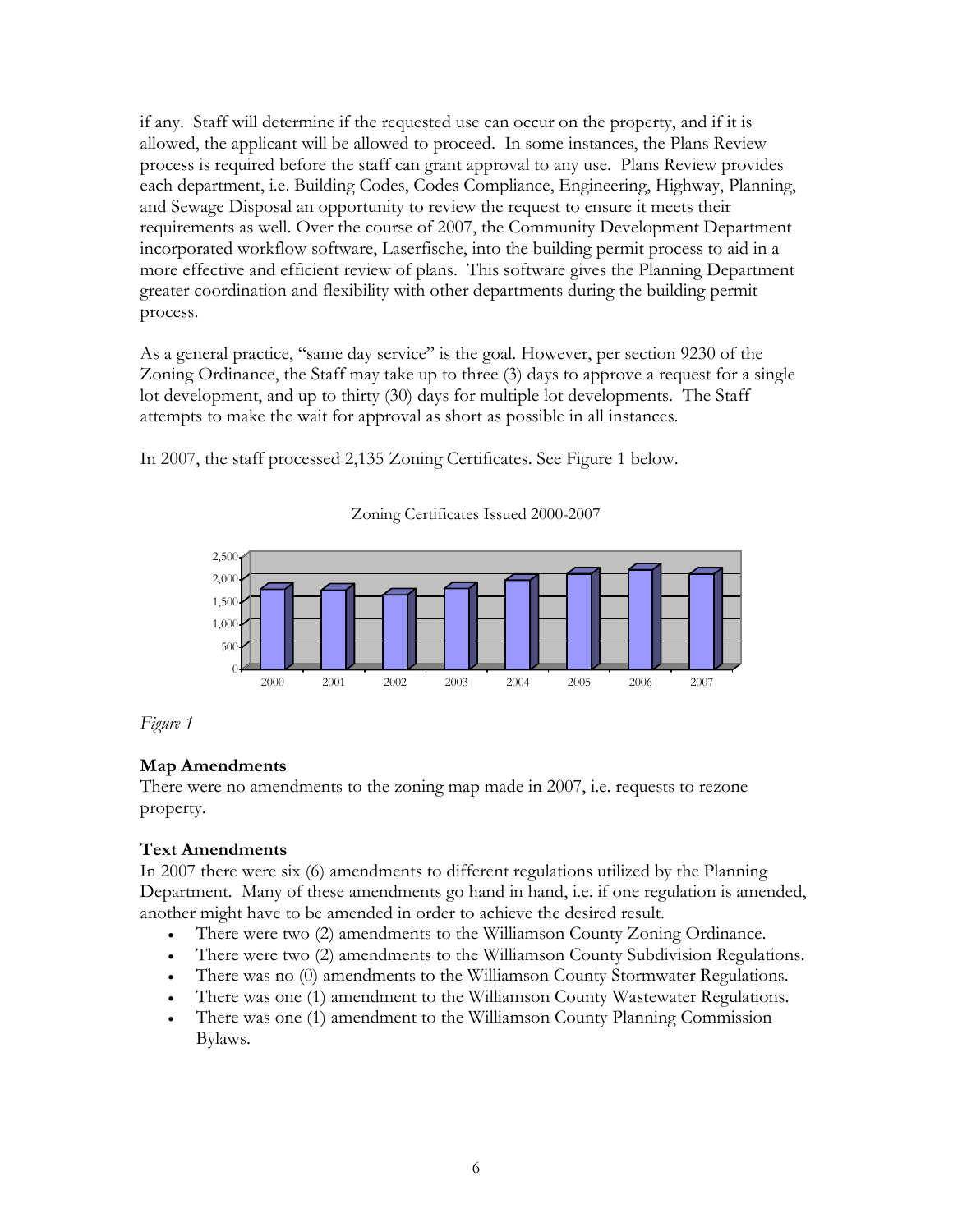if any. Staff will determine if the requested use can occur on the property, and if it is allowed, the applicant will be allowed to proceed. In some instances, the Plans Review process is required before the staff can grant approval to any use. Plans Review provides each department, i.e. Building Codes, Codes Compliance, Engineering, Highway, Planning, and Sewage Disposal an opportunity to review the request to ensure it meets their requirements as well. Over the course of 2007, the Community Development Department incorporated workflow software, Laserfische, into the building permit process to aid in a more effective and efficient review of plans. This software gives the Planning Department greater coordination and flexibility with other departments during the building permit process.

As a general practice, "same day service" is the goal. However, per section 9230 of the Zoning Ordinance, the Staff may take up to three (3) days to approve a request for a single lot development, and up to thirty (30) days for multiple lot developments. The Staff attempts to make the wait for approval as short as possible in all instances.

In 2007, the staff processed 2,135 Zoning Certificates. See Figure 1 below.

Zoning Certificates Issued 2000-2007

*Figure 1*

**Map Amendments**
There were no amendments to the zoning map made in 2007, i.e. requests to rezone property.

**Text Amendments**
In 2007 there were six (6) amendments to different regulations utilized by the Planning Department. Many of these amendments go hand in hand, i.e. if one regulation is amended, another might have to be amended in order to achieve the desired result.

- There were two (2) amendments to the Williamson County Zoning Ordinance.
- There were two (2) amendments to the Williamson County Subdivision Regulations.
- There was no (0) amendments to the Williamson County Stormwater Regulations.
- There was one (1) amendment to the Williamson County Wastewater Regulations.
- There was one (1) amendment to the Williamson County Planning Commission Bylaws.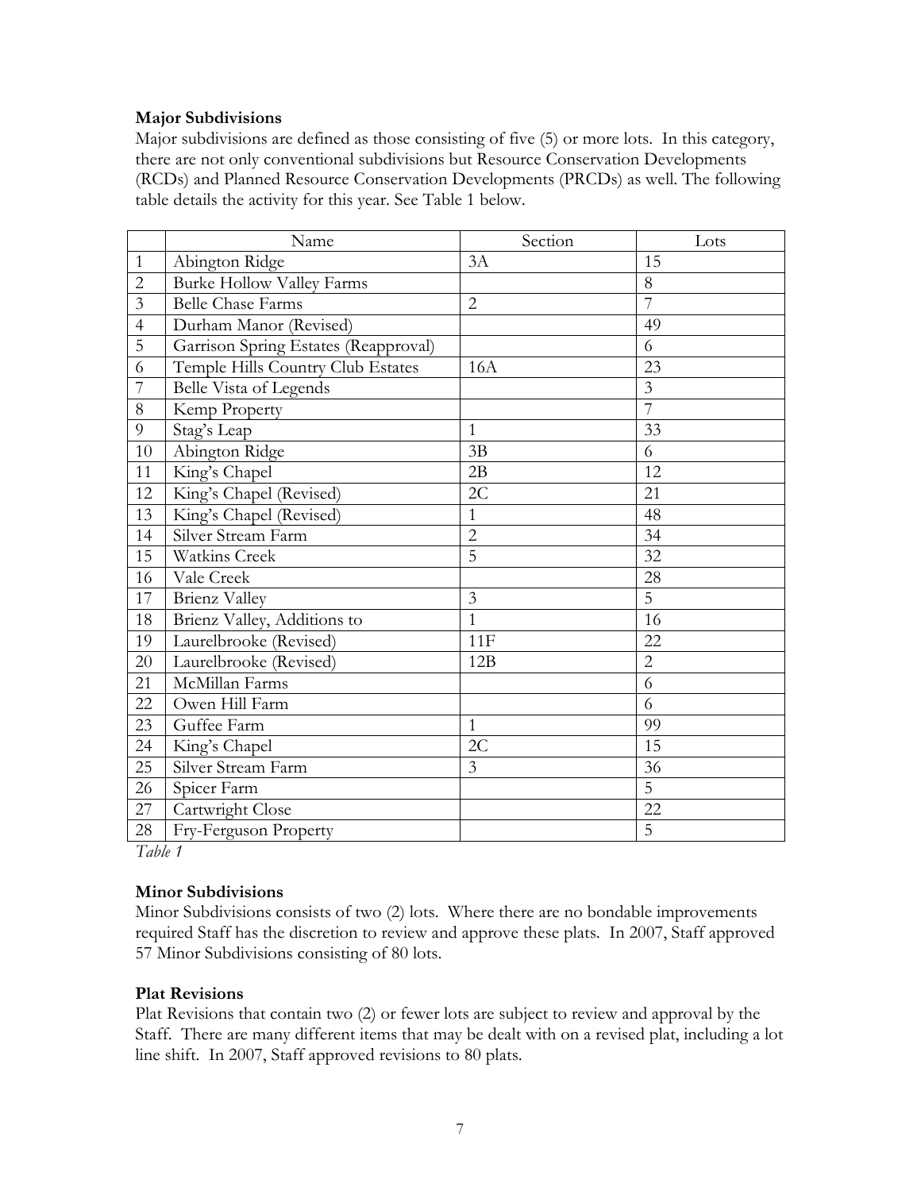**Major Subdivisions**

Major subdivisions are defined as those consisting of five (5) or more lots. In this category, there are not only conventional subdivisions but Resource Conservation Developments (RCDs) and Planned Resource Conservation Developments (PRCDs) as well. The following table details the activity for this year. See Table 1 below.

| | Name | Section | Lots |
|---|---|---|---|
| 1 | Abington Ridge | 3A | 15 |
| 2 | Burke Hollow Valley Farms | | 8 |
| 3 | Belle Chase Farms | 2 | 7 |
| 4 | Durham Manor (Revised) | | 49 |
| 5 | Garrison Spring Estates (Reapproval) | | 6 |
| 6 | Temple Hills Country Club Estates | 16A | 23 |
| 7 | Belle Vista of Legends | | 3 |
| 8 | Kemp Property | | 7 |
| 9 | Stag's Leap | 1 | 33 |
| 10 | Abington Ridge | 3B | 6 |
| 11 | King's Chapel | 2B | 12 |
| 12 | King's Chapel (Revised) | 2C | 21 |
| 13 | King's Chapel (Revised) | 1 | 48 |
| 14 | Silver Stream Farm | 2 | 34 |
| 15 | Watkins Creek | 5 | 32 |
| 16 | Vale Creek | | 28 |
| 17 | Brienz Valley | 3 | 5 |
| 18 | Brienz Valley, Additions to | 1 | 16 |
| 19 | Laurelbrooke (Revised) | 11F | 22 |
| 20 | Laurelbrooke (Revised) | 12B | 2 |
| 21 | McMillan Farms | | 6 |
| 22 | Owen Hill Farm | | 6 |
| 23 | Guffee Farm | 1 | 99 |
| 24 | King's Chapel | 2C | 15 |
| 25 | Silver Stream Farm | 3 | 36 |
| 26 | Spicer Farm | | 5 |
| 27 | Cartwright Close | | 22 |
| 28 | Fry-Ferguson Property | | 5 |

*Table 1*

**Minor Subdivisions**

Minor Subdivisions consists of two (2) lots. Where there are no bondable improvements required Staff has the discretion to review and approve these plats. In 2007, Staff approved 57 Minor Subdivisions consisting of 80 lots.

**Plat Revisions**

Plat Revisions that contain two (2) or fewer lots are subject to review and approval by the Staff. There are many different items that may be dealt with on a revised plat, including a lot line shift. In 2007, Staff approved revisions to 80 plats.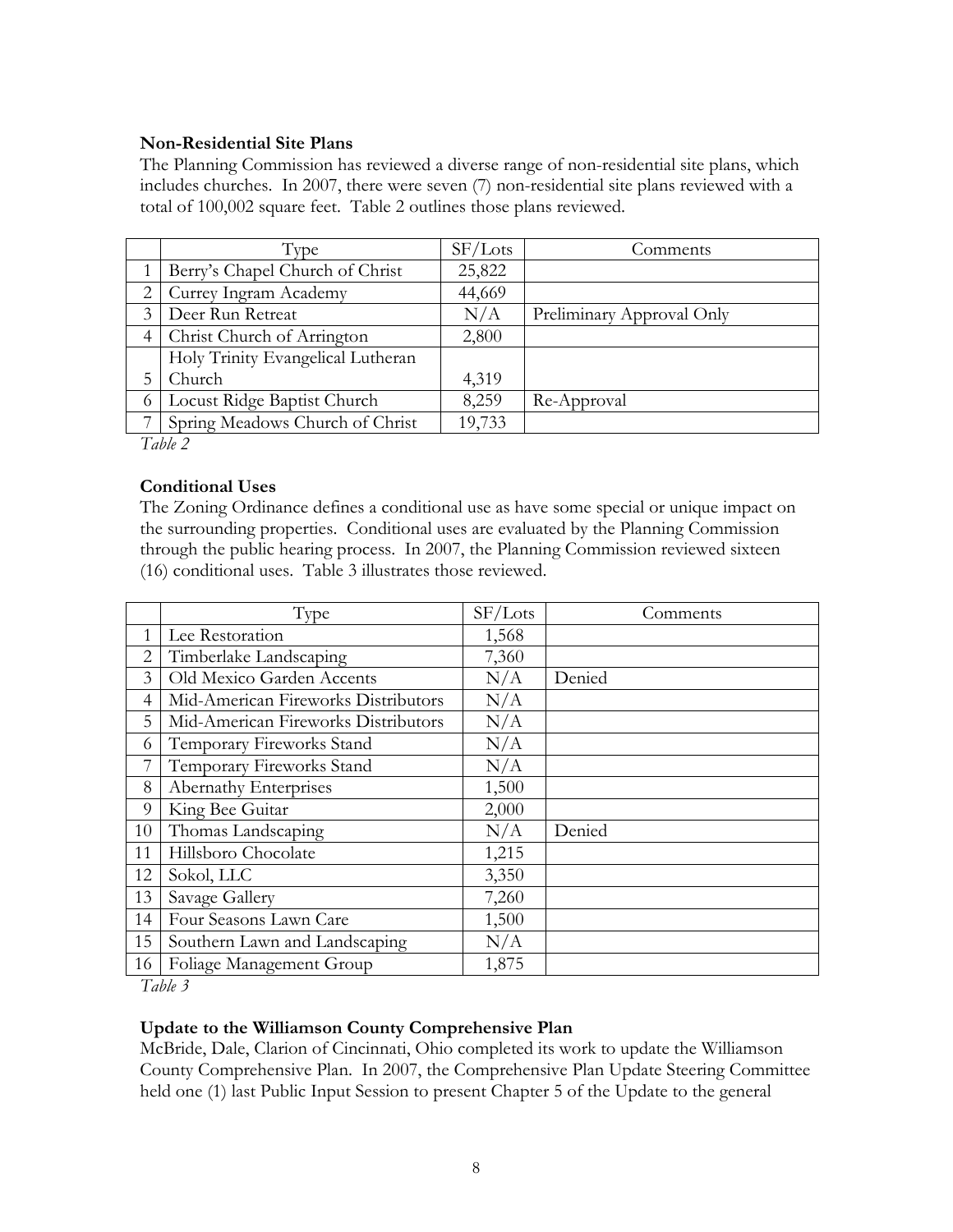**Non-Residential Site Plans**

The Planning Commission has reviewed a diverse range of non-residential site plans, which includes churches. In 2007, there were seven (7) non-residential site plans reviewed with a total of 100,002 square feet. Table 2 outlines those plans reviewed.

| | Type | SF/Lots | Comments |
|---|---|---|---|
| 1 | Berry's Chapel Church of Christ | 25,822 | |
| 2 | Currey Ingram Academy | 44,669 | |
| 3 | Deer Run Retreat | N/A | Preliminary Approval Only |
| 4 | Christ Church of Arrington | 2,800 | |
| 5 | Holy Trinity Evangelical Lutheran Church | 4,319 | |
| 6 | Locust Ridge Baptist Church | 8,259 | Re-Approval |
| 7 | Spring Meadows Church of Christ | 19,733 | |

*Table 2*

**Conditional Uses**

The Zoning Ordinance defines a conditional use as have some special or unique impact on the surrounding properties. Conditional uses are evaluated by the Planning Commission through the public hearing process. In 2007, the Planning Commission reviewed sixteen (16) conditional uses. Table 3 illustrates those reviewed.

| | Type | SF/Lots | Comments |
|---|---|---|---|
| 1 | Lee Restoration | 1,568 | |
| 2 | Timberlake Landscaping | 7,360 | |
| 3 | Old Mexico Garden Accents | N/A | Denied |
| 4 | Mid-American Fireworks Distributors | N/A | |
| 5 | Mid-American Fireworks Distributors | N/A | |
| 6 | Temporary Fireworks Stand | N/A | |
| 7 | Temporary Fireworks Stand | N/A | |
| 8 | Abernathy Enterprises | 1,500 | |
| 9 | King Bee Guitar | 2,000 | |
| 10 | Thomas Landscaping | N/A | Denied |
| 11 | Hillsboro Chocolate | 1,215 | |
| 12 | Sokol, LLC | 3,350 | |
| 13 | Savage Gallery | 7,260 | |
| 14 | Four Seasons Lawn Care | 1,500 | |
| 15 | Southern Lawn and Landscaping | N/A | |
| 16 | Foliage Management Group | 1,875 | |

*Table 3*

**Update to the Williamson County Comprehensive Plan**

McBride, Dale, Clarion of Cincinnati, Ohio completed its work to update the Williamson County Comprehensive Plan. In 2007, the Comprehensive Plan Update Steering Committee held one (1) last Public Input Session to present Chapter 5 of the Update to the general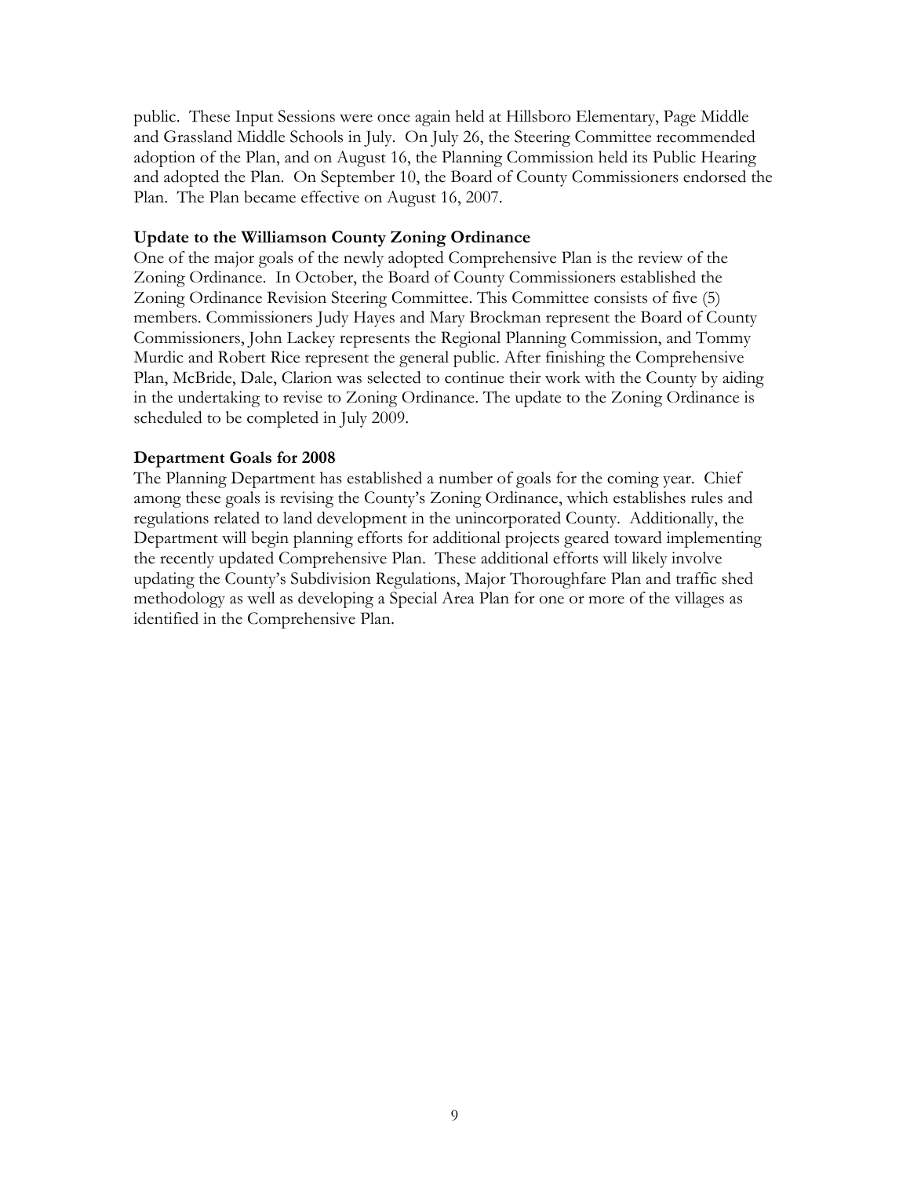public. These Input Sessions were once again held at Hillsboro Elementary, Page Middle and Grassland Middle Schools in July. On July 26, the Steering Committee recommended adoption of the Plan, and on August 16, the Planning Commission held its Public Hearing and adopted the Plan. On September 10, the Board of County Commissioners endorsed the Plan. The Plan became effective on August 16, 2007.

**Update to the Williamson County Zoning Ordinance**

One of the major goals of the newly adopted Comprehensive Plan is the review of the Zoning Ordinance. In October, the Board of County Commissioners established the Zoning Ordinance Revision Steering Committee. This Committee consists of five (5) members. Commissioners Judy Hayes and Mary Brockman represent the Board of County Commissioners, John Lackey represents the Regional Planning Commission, and Tommy Murdic and Robert Rice represent the general public. After finishing the Comprehensive Plan, McBride, Dale, Clarion was selected to continue their work with the County by aiding in the undertaking to revise to Zoning Ordinance. The update to the Zoning Ordinance is scheduled to be completed in July 2009.

**Department Goals for 2008**

The Planning Department has established a number of goals for the coming year. Chief among these goals is revising the County's Zoning Ordinance, which establishes rules and regulations related to land development in the unincorporated County. Additionally, the Department will begin planning efforts for additional projects geared toward implementing the recently updated Comprehensive Plan. These additional efforts will likely involve updating the County's Subdivision Regulations, Major Thoroughfare Plan and traffic shed methodology as well as developing a Special Area Plan for one or more of the villages as identified in the Comprehensive Plan.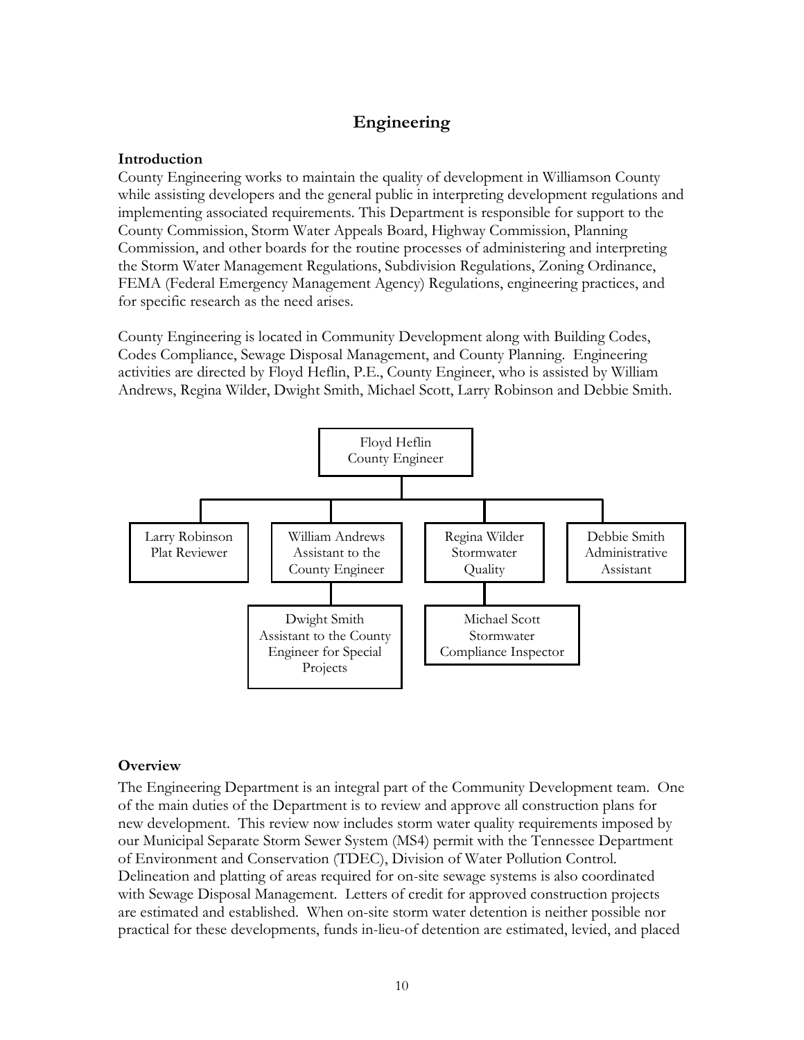# Engineering

**Introduction**

County Engineering works to maintain the quality of development in Williamson County while assisting developers and the general public in interpreting development regulations and implementing associated requirements. This Department is responsible for support to the County Commission, Storm Water Appeals Board, Highway Commission, Planning Commission, and other boards for the routine processes of administering and interpreting the Storm Water Management Regulations, Subdivision Regulations, Zoning Ordinance, FEMA (Federal Emergency Management Agency) Regulations, engineering practices, and for specific research as the need arises.

County Engineering is located in Community Development along with Building Codes, Codes Compliance, Sewage Disposal Management, and County Planning. Engineering activities are directed by Floyd Heflin, P.E., County Engineer, who is assisted by William Andrews, Regina Wilder, Dwight Smith, Michael Scott, Larry Robinson and Debbie Smith.

- Floyd Heflin, County Engineer
  - Larry Robinson, Plat Reviewer
  - William Andrews, Assistant to the County Engineer
    - Dwight Smith, Assistant to the County Engineer for Special Projects
  - Regina Wilder, Stormwater Quality
    - Michael Scott, Stormwater Compliance Inspector
  - Debbie Smith, Administrative Assistant

**Overview**

The Engineering Department is an integral part of the Community Development team. One of the main duties of the Department is to review and approve all construction plans for new development. This review now includes storm water quality requirements imposed by our Municipal Separate Storm Sewer System (MS4) permit with the Tennessee Department of Environment and Conservation (TDEC), Division of Water Pollution Control. Delineation and platting of areas required for on-site sewage systems is also coordinated with Sewage Disposal Management. Letters of credit for approved construction projects are estimated and established. When on-site storm water detention is neither possible nor practical for these developments, funds in-lieu-of detention are estimated, levied, and placed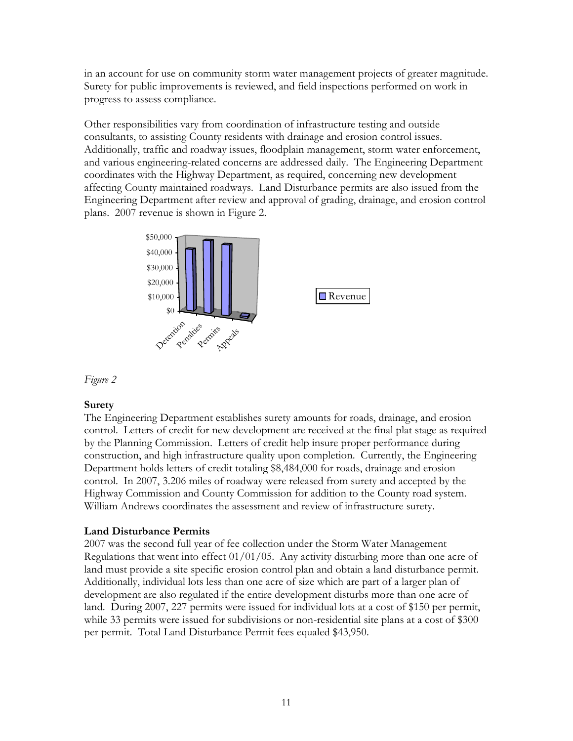in an account for use on community storm water management projects of greater magnitude. Surety for public improvements is reviewed, and field inspections performed on work in progress to assess compliance.

Other responsibilities vary from coordination of infrastructure testing and outside consultants, to assisting County residents with drainage and erosion control issues. Additionally, traffic and roadway issues, floodplain management, storm water enforcement, and various engineering-related concerns are addressed daily. The Engineering Department coordinates with the Highway Department, as required, concerning new development affecting County maintained roadways. Land Disturbance permits are also issued from the Engineering Department after review and approval of grading, drainage, and erosion control plans. 2007 revenue is shown in Figure 2.

*Figure 2*

**Surety**

The Engineering Department establishes surety amounts for roads, drainage, and erosion control. Letters of credit for new development are received at the final plat stage as required by the Planning Commission. Letters of credit help insure proper performance during construction, and high infrastructure quality upon completion. Currently, the Engineering Department holds letters of credit totaling $8,484,000 for roads, drainage and erosion control. In 2007, 3.206 miles of roadway were released from surety and accepted by the Highway Commission and County Commission for addition to the County road system. William Andrews coordinates the assessment and review of infrastructure surety.

**Land Disturbance Permits**

2007 was the second full year of fee collection under the Storm Water Management Regulations that went into effect 01/01/05. Any activity disturbing more than one acre of land must provide a site specific erosion control plan and obtain a land disturbance permit. Additionally, individual lots less than one acre of size which are part of a larger plan of development are also regulated if the entire development disturbs more than one acre of land. During 2007, 227 permits were issued for individual lots at a cost of $150 per permit, while 33 permits were issued for subdivisions or non-residential site plans at a cost of $300 per permit. Total Land Disturbance Permit fees equaled $43,950.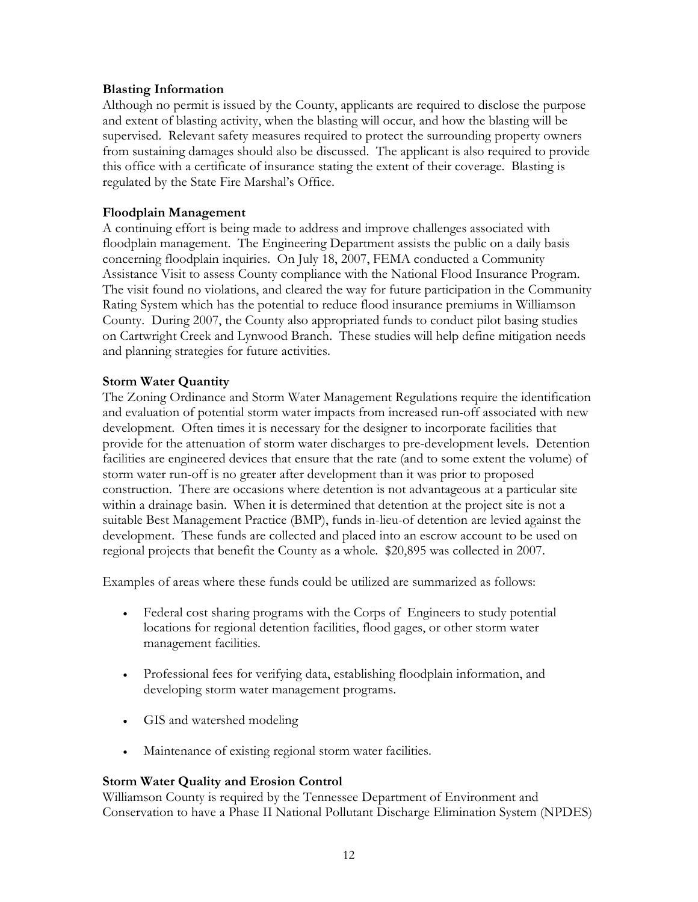**Blasting Information**

Although no permit is issued by the County, applicants are required to disclose the purpose and extent of blasting activity, when the blasting will occur, and how the blasting will be supervised. Relevant safety measures required to protect the surrounding property owners from sustaining damages should also be discussed. The applicant is also required to provide this office with a certificate of insurance stating the extent of their coverage. Blasting is regulated by the State Fire Marshal's Office.

**Floodplain Management**

A continuing effort is being made to address and improve challenges associated with floodplain management. The Engineering Department assists the public on a daily basis concerning floodplain inquiries. On July 18, 2007, FEMA conducted a Community Assistance Visit to assess County compliance with the National Flood Insurance Program. The visit found no violations, and cleared the way for future participation in the Community Rating System which has the potential to reduce flood insurance premiums in Williamson County. During 2007, the County also appropriated funds to conduct pilot basing studies on Cartwright Creek and Lynwood Branch. These studies will help define mitigation needs and planning strategies for future activities.

**Storm Water Quantity**

The Zoning Ordinance and Storm Water Management Regulations require the identification and evaluation of potential storm water impacts from increased run-off associated with new development. Often times it is necessary for the designer to incorporate facilities that provide for the attenuation of storm water discharges to pre-development levels. Detention facilities are engineered devices that ensure that the rate (and to some extent the volume) of storm water run-off is no greater after development than it was prior to proposed construction. There are occasions where detention is not advantageous at a particular site within a drainage basin. When it is determined that detention at the project site is not a suitable Best Management Practice (BMP), funds in-lieu-of detention are levied against the development. These funds are collected and placed into an escrow account to be used on regional projects that benefit the County as a whole. $20,895 was collected in 2007.

Examples of areas where these funds could be utilized are summarized as follows:

- Federal cost sharing programs with the Corps of Engineers to study potential locations for regional detention facilities, flood gages, or other storm water management facilities.
- Professional fees for verifying data, establishing floodplain information, and developing storm water management programs.
- GIS and watershed modeling
- Maintenance of existing regional storm water facilities.

**Storm Water Quality and Erosion Control**

Williamson County is required by the Tennessee Department of Environment and Conservation to have a Phase II National Pollutant Discharge Elimination System (NPDES)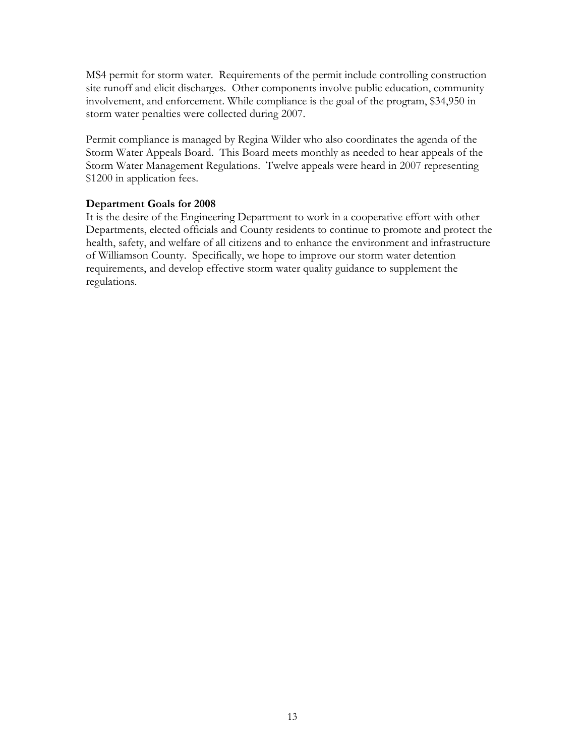MS4 permit for storm water. Requirements of the permit include controlling construction site runoff and elicit discharges. Other components involve public education, community involvement, and enforcement. While compliance is the goal of the program, $34,950 in storm water penalties were collected during 2007.

Permit compliance is managed by Regina Wilder who also coordinates the agenda of the Storm Water Appeals Board. This Board meets monthly as needed to hear appeals of the Storm Water Management Regulations. Twelve appeals were heard in 2007 representing $1200 in application fees.

**Department Goals for 2008**

It is the desire of the Engineering Department to work in a cooperative effort with other Departments, elected officials and County residents to continue to promote and protect the health, safety, and welfare of all citizens and to enhance the environment and infrastructure of Williamson County. Specifically, we hope to improve our storm water detention requirements, and develop effective storm water quality guidance to supplement the regulations.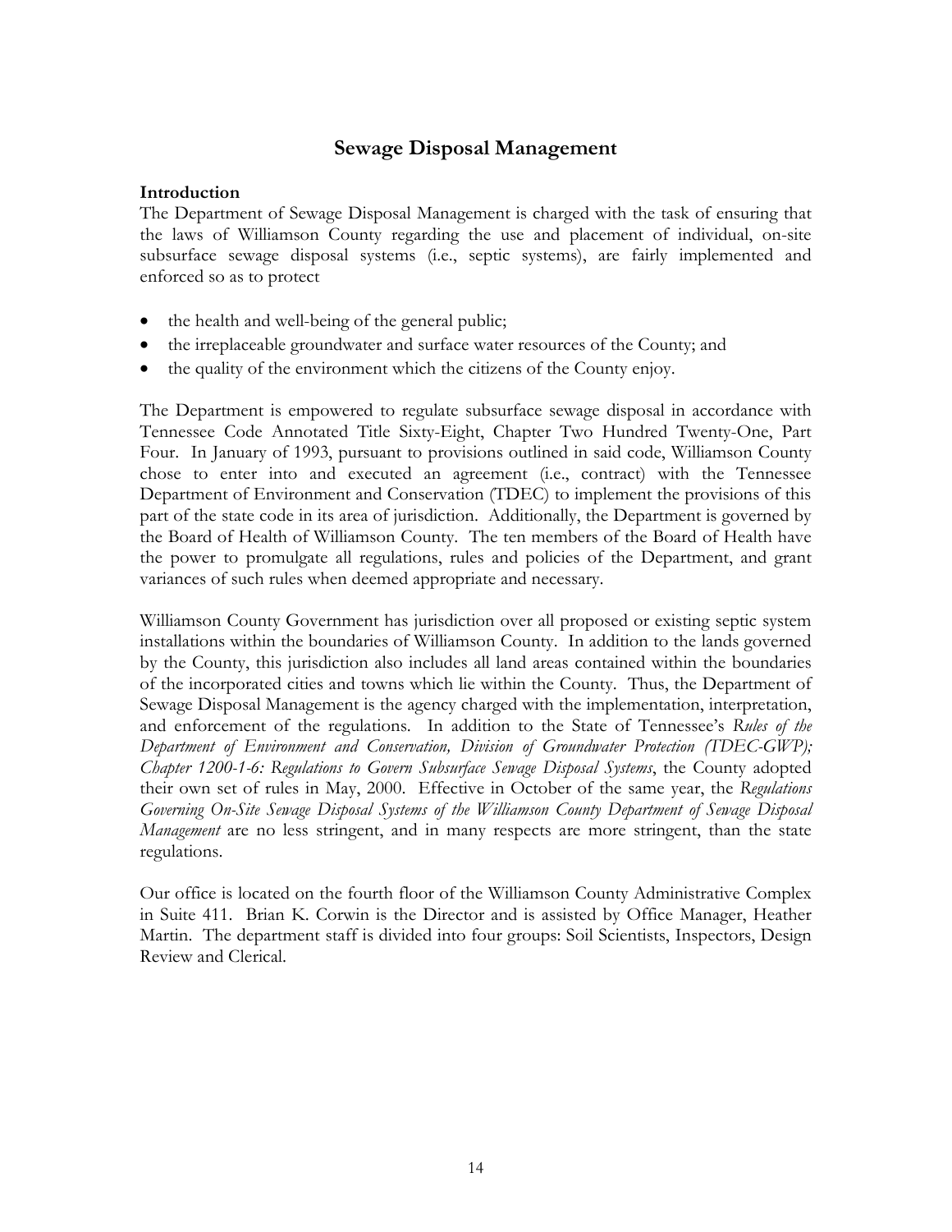## Sewage Disposal Management

### Introduction

The Department of Sewage Disposal Management is charged with the task of ensuring that the laws of Williamson County regarding the use and placement of individual, on-site subsurface sewage disposal systems (i.e., septic systems), are fairly implemented and enforced so as to protect

- the health and well-being of the general public;
- the irreplaceable groundwater and surface water resources of the County; and
- the quality of the environment which the citizens of the County enjoy.

The Department is empowered to regulate subsurface sewage disposal in accordance with Tennessee Code Annotated Title Sixty-Eight, Chapter Two Hundred Twenty-One, Part Four. In January of 1993, pursuant to provisions outlined in said code, Williamson County chose to enter into and executed an agreement (i.e., contract) with the Tennessee Department of Environment and Conservation (TDEC) to implement the provisions of this part of the state code in its area of jurisdiction. Additionally, the Department is governed by the Board of Health of Williamson County. The ten members of the Board of Health have the power to promulgate all regulations, rules and policies of the Department, and grant variances of such rules when deemed appropriate and necessary.

Williamson County Government has jurisdiction over all proposed or existing septic system installations within the boundaries of Williamson County. In addition to the lands governed by the County, this jurisdiction also includes all land areas contained within the boundaries of the incorporated cities and towns which lie within the County. Thus, the Department of Sewage Disposal Management is the agency charged with the implementation, interpretation, and enforcement of the regulations. In addition to the State of Tennessee's *Rules of the Department of Environment and Conservation, Division of Groundwater Protection (TDEC-GWP); Chapter 1200-1-6: Regulations to Govern Subsurface Sewage Disposal Systems*, the County adopted their own set of rules in May, 2000. Effective in October of the same year, the *Regulations Governing On-Site Sewage Disposal Systems of the Williamson County Department of Sewage Disposal Management* are no less stringent, and in many respects are more stringent, than the state regulations.

Our office is located on the fourth floor of the Williamson County Administrative Complex in Suite 411. Brian K. Corwin is the Director and is assisted by Office Manager, Heather Martin. The department staff is divided into four groups: Soil Scientists, Inspectors, Design Review and Clerical.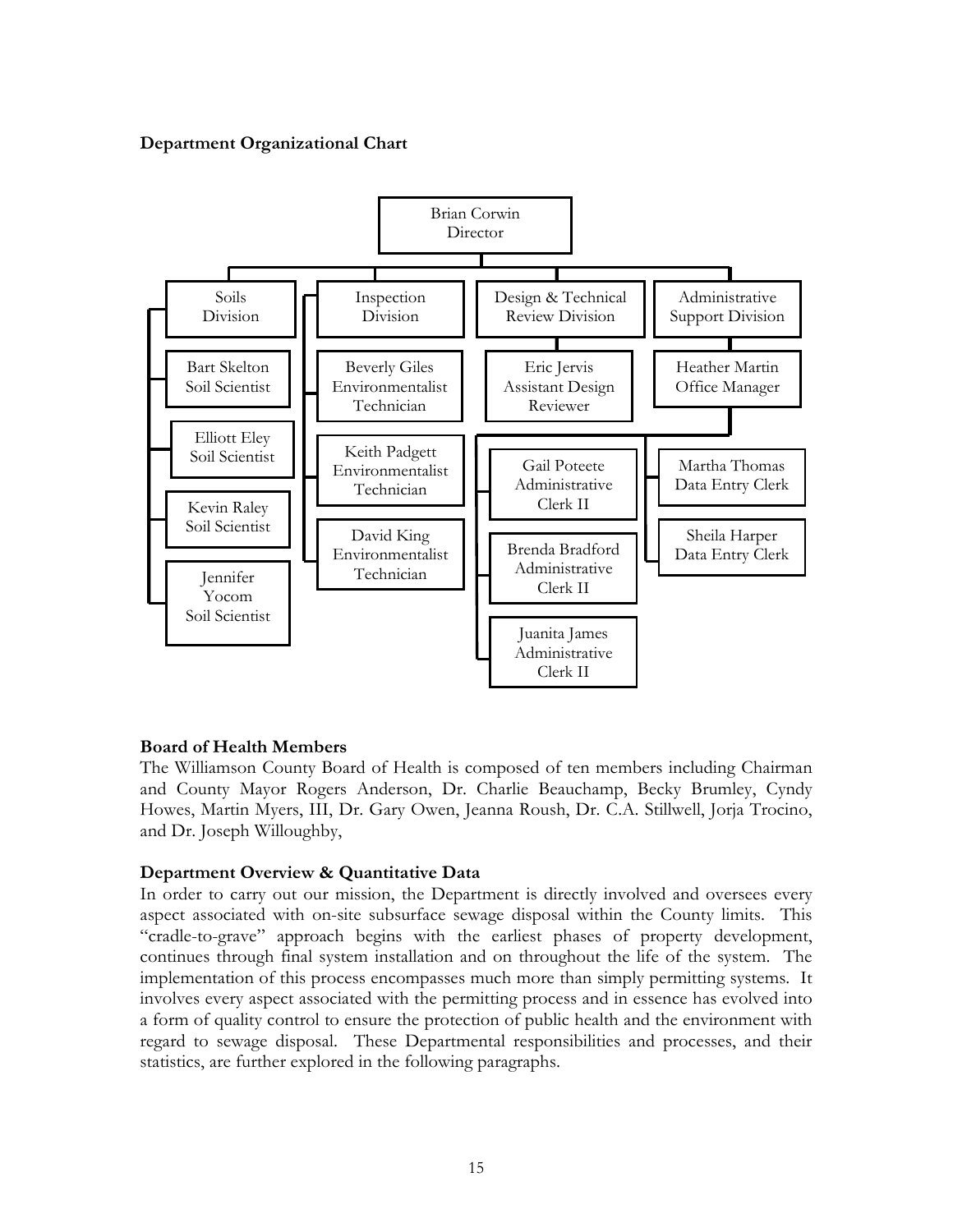**Department Organizational Chart**

- Brian Corwin, Director
  - Soils Division
    - Bart Skelton, Soil Scientist
    - Elliott Eley, Soil Scientist
    - Kevin Raley, Soil Scientist
    - Jennifer Yocom, Soil Scientist
  - Inspection Division
    - Beverly Giles, Environmentalist Technician
    - Keith Padgett, Environmentalist Technician
    - David King, Environmentalist Technician
  - Design & Technical Review Division
    - Eric Jervis, Assistant Design Reviewer
  - Administrative Support Division
    - Heather Martin, Office Manager
      - Gail Poteete, Administrative Clerk II
      - Brenda Bradford, Administrative Clerk II
      - Juanita James, Administrative Clerk II
      - Martha Thomas, Data Entry Clerk
      - Sheila Harper, Data Entry Clerk

**Board of Health Members**

The Williamson County Board of Health is composed of ten members including Chairman and County Mayor Rogers Anderson, Dr. Charlie Beauchamp, Becky Brumley, Cyndy Howes, Martin Myers, III, Dr. Gary Owen, Jeanna Roush, Dr. C.A. Stillwell, Jorja Trocino, and Dr. Joseph Willoughby,

**Department Overview & Quantitative Data**

In order to carry out our mission, the Department is directly involved and oversees every aspect associated with on-site subsurface sewage disposal within the County limits. This "cradle-to-grave" approach begins with the earliest phases of property development, continues through final system installation and on throughout the life of the system. The implementation of this process encompasses much more than simply permitting systems. It involves every aspect associated with the permitting process and in essence has evolved into a form of quality control to ensure the protection of public health and the environment with regard to sewage disposal. These Departmental responsibilities and processes, and their statistics, are further explored in the following paragraphs.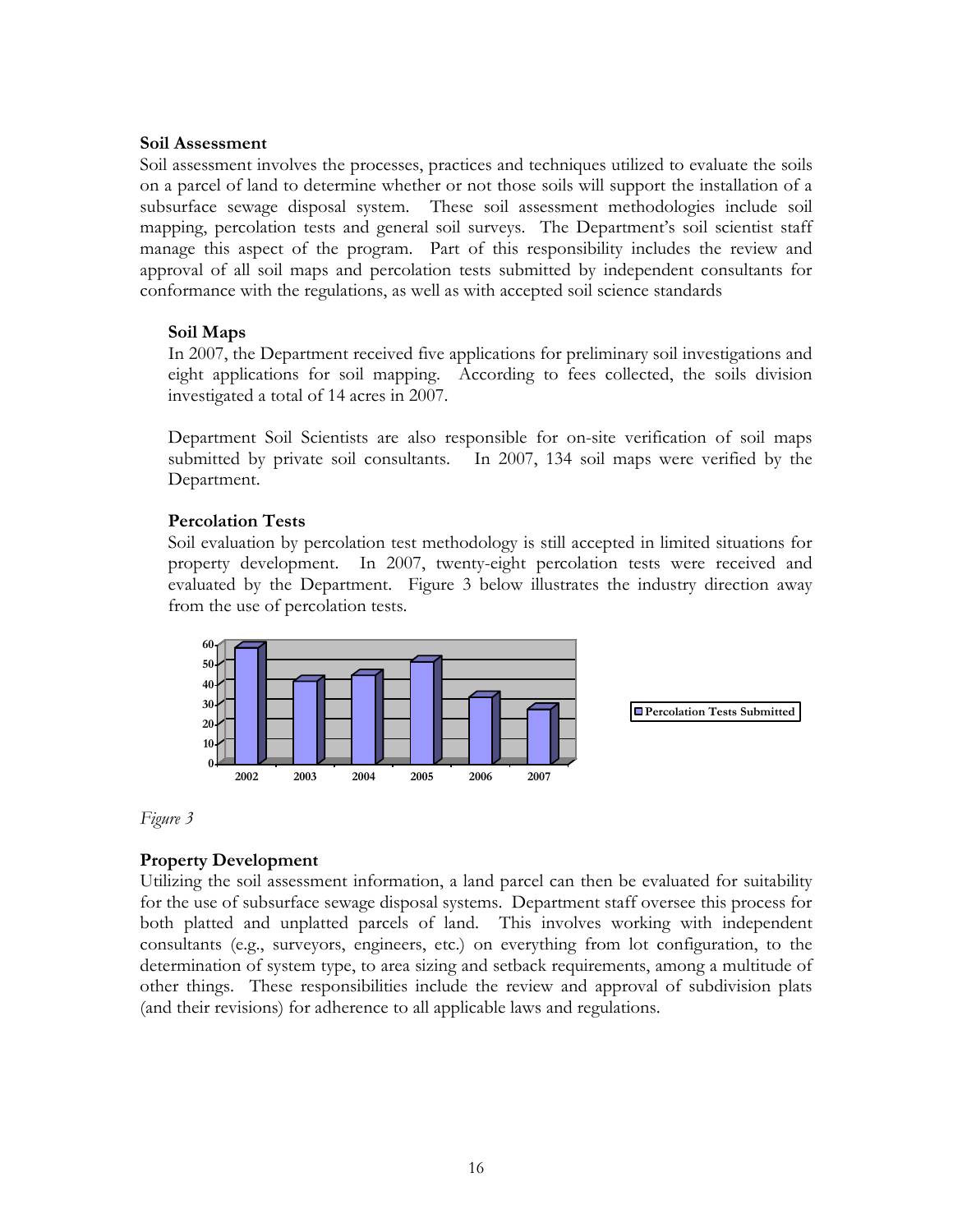**Soil Assessment**

Soil assessment involves the processes, practices and techniques utilized to evaluate the soils on a parcel of land to determine whether or not those soils will support the installation of a subsurface sewage disposal system. These soil assessment methodologies include soil mapping, percolation tests and general soil surveys. The Department's soil scientist staff manage this aspect of the program. Part of this responsibility includes the review and approval of all soil maps and percolation tests submitted by independent consultants for conformance with the regulations, as well as with accepted soil science standards

**Soil Maps**

In 2007, the Department received five applications for preliminary soil investigations and eight applications for soil mapping. According to fees collected, the soils division investigated a total of 14 acres in 2007.

Department Soil Scientists are also responsible for on-site verification of soil maps submitted by private soil consultants. In 2007, 134 soil maps were verified by the Department.

**Percolation Tests**

Soil evaluation by percolation test methodology is still accepted in limited situations for property development. In 2007, twenty-eight percolation tests were received and evaluated by the Department. Figure 3 below illustrates the industry direction away from the use of percolation tests.

*Figure 3*

**Property Development**

Utilizing the soil assessment information, a land parcel can then be evaluated for suitability for the use of subsurface sewage disposal systems. Department staff oversee this process for both platted and unplatted parcels of land. This involves working with independent consultants (e.g., surveyors, engineers, etc.) on everything from lot configuration, to the determination of system type, to area sizing and setback requirements, among a multitude of other things. These responsibilities include the review and approval of subdivision plats (and their revisions) for adherence to all applicable laws and regulations.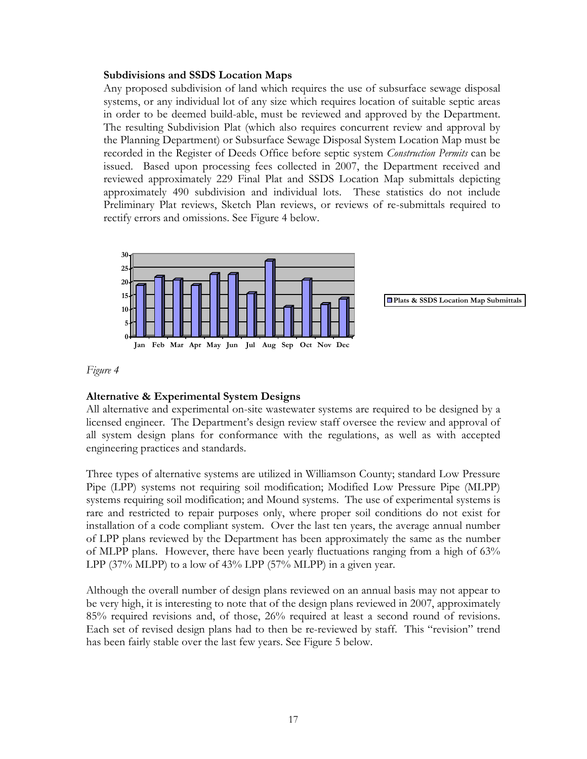### Subdivisions and SSDS Location Maps

Any proposed subdivision of land which requires the use of subsurface sewage disposal systems, or any individual lot of any size which requires location of suitable septic areas in order to be deemed build-able, must be reviewed and approved by the Department. The resulting Subdivision Plat (which also requires concurrent review and approval by the Planning Department) or Subsurface Sewage Disposal System Location Map must be recorded in the Register of Deeds Office before septic system *Construction Permits* can be issued. Based upon processing fees collected in 2007, the Department received and reviewed approximately 229 Final Plat and SSDS Location Map submittals depicting approximately 490 subdivision and individual lots. These statistics do not include Preliminary Plat reviews, Sketch Plan reviews, or reviews of re-submittals required to rectify errors and omissions. See Figure 4 below.

*Figure 4*

### Alternative & Experimental System Designs

All alternative and experimental on-site wastewater systems are required to be designed by a licensed engineer. The Department's design review staff oversee the review and approval of all system design plans for conformance with the regulations, as well as with accepted engineering practices and standards.

Three types of alternative systems are utilized in Williamson County; standard Low Pressure Pipe (LPP) systems not requiring soil modification; Modified Low Pressure Pipe (MLPP) systems requiring soil modification; and Mound systems. The use of experimental systems is rare and restricted to repair purposes only, where proper soil conditions do not exist for installation of a code compliant system. Over the last ten years, the average annual number of LPP plans reviewed by the Department has been approximately the same as the number of MLPP plans. However, there have been yearly fluctuations ranging from a high of 63% LPP (37% MLPP) to a low of 43% LPP (57% MLPP) in a given year.

Although the overall number of design plans reviewed on an annual basis may not appear to be very high, it is interesting to note that of the design plans reviewed in 2007, approximately 85% required revisions and, of those, 26% required at least a second round of revisions. Each set of revised design plans had to then be re-reviewed by staff. This "revision" trend has been fairly stable over the last few years. See Figure 5 below.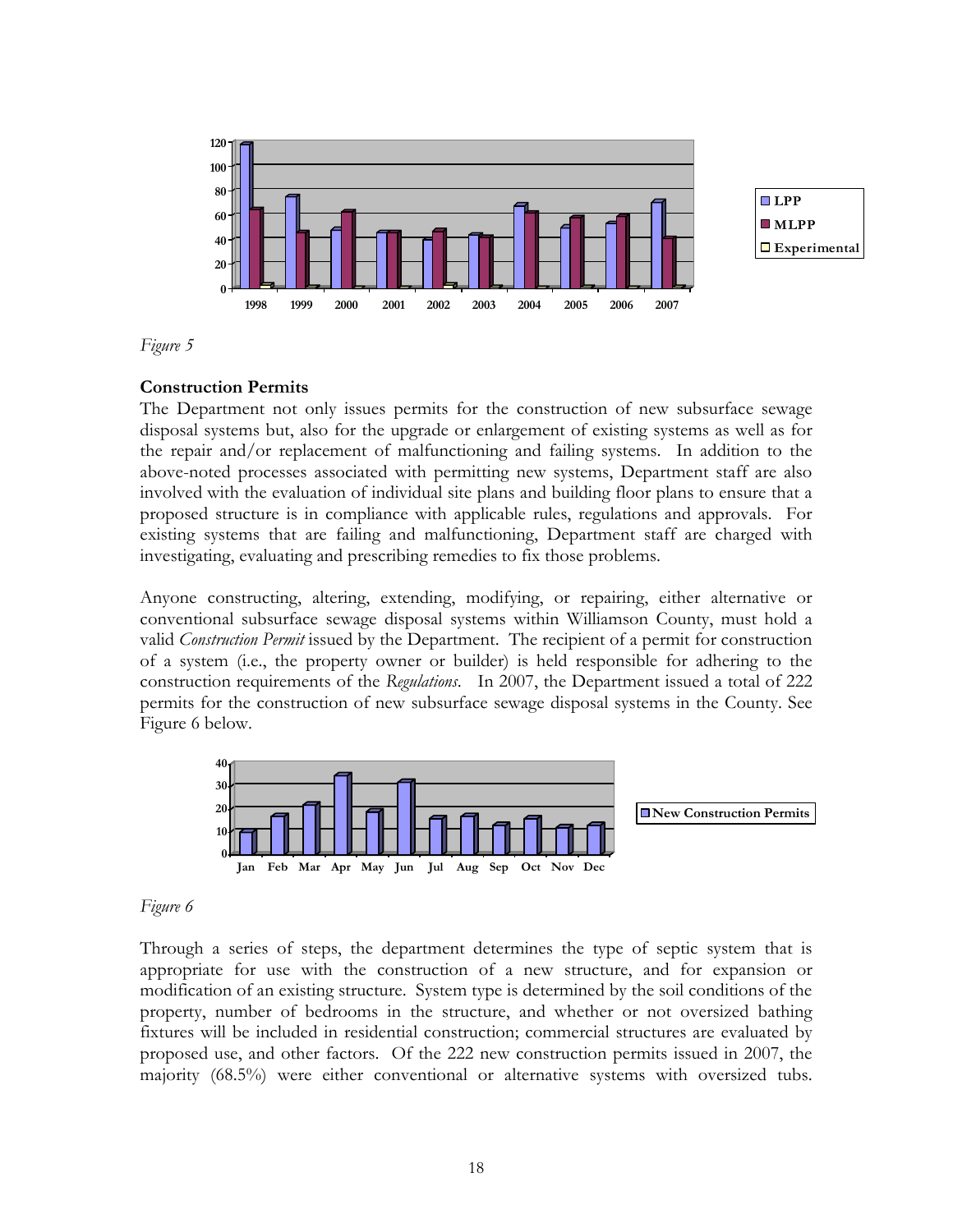*Figure 5*

**Construction Permits**

The Department not only issues permits for the construction of new subsurface sewage disposal systems but, also for the upgrade or enlargement of existing systems as well as for the repair and/or replacement of malfunctioning and failing systems. In addition to the above-noted processes associated with permitting new systems, Department staff are also involved with the evaluation of individual site plans and building floor plans to ensure that a proposed structure is in compliance with applicable rules, regulations and approvals. For existing systems that are failing and malfunctioning, Department staff are charged with investigating, evaluating and prescribing remedies to fix those problems.

Anyone constructing, altering, extending, modifying, or repairing, either alternative or conventional subsurface sewage disposal systems within Williamson County, must hold a valid *Construction Permit* issued by the Department. The recipient of a permit for construction of a system (i.e., the property owner or builder) is held responsible for adhering to the construction requirements of the *Regulations*. In 2007, the Department issued a total of 222 permits for the construction of new subsurface sewage disposal systems in the County. See Figure 6 below.

*Figure 6*

Through a series of steps, the department determines the type of septic system that is appropriate for use with the construction of a new structure, and for expansion or modification of an existing structure. System type is determined by the soil conditions of the property, number of bedrooms in the structure, and whether or not oversized bathing fixtures will be included in residential construction; commercial structures are evaluated by proposed use, and other factors. Of the 222 new construction permits issued in 2007, the majority (68.5%) were either conventional or alternative systems with oversized tubs.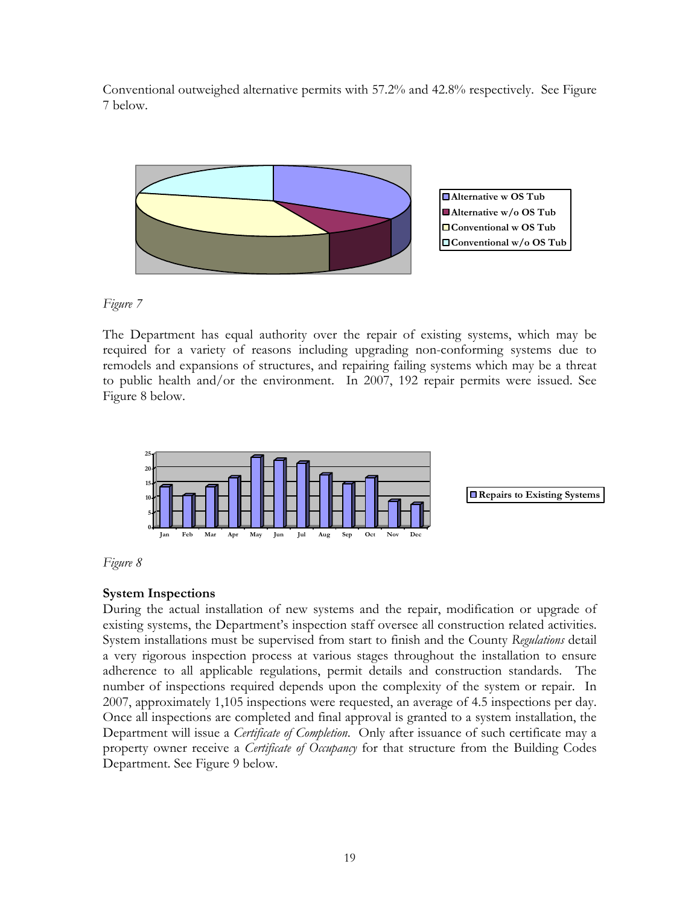Conventional outweighed alternative permits with 57.2% and 42.8% respectively. See Figure 7 below.

*Figure 7*

The Department has equal authority over the repair of existing systems, which may be required for a variety of reasons including upgrading non-conforming systems due to remodels and expansions of structures, and repairing failing systems which may be a threat to public health and/or the environment. In 2007, 192 repair permits were issued. See Figure 8 below.

*Figure 8*

**System Inspections**

During the actual installation of new systems and the repair, modification or upgrade of existing systems, the Department's inspection staff oversee all construction related activities. System installations must be supervised from start to finish and the County *Regulations* detail a very rigorous inspection process at various stages throughout the installation to ensure adherence to all applicable regulations, permit details and construction standards. The number of inspections required depends upon the complexity of the system or repair. In 2007, approximately 1,105 inspections were requested, an average of 4.5 inspections per day. Once all inspections are completed and final approval is granted to a system installation, the Department will issue a *Certificate of Completion*. Only after issuance of such certificate may a property owner receive a *Certificate of Occupancy* for that structure from the Building Codes Department. See Figure 9 below.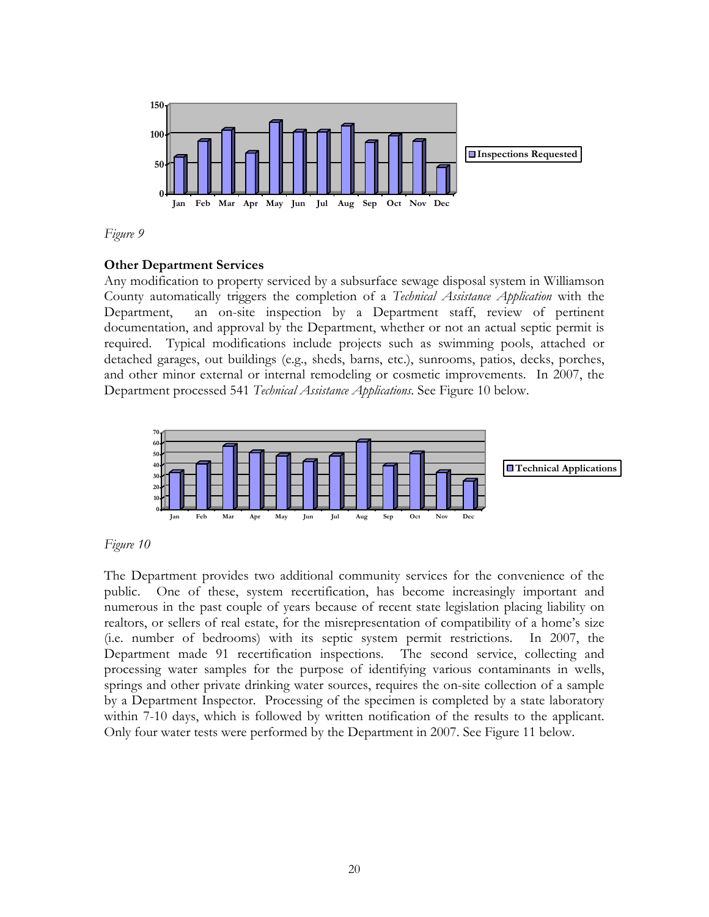*Figure 9*

**Other Department Services**

Any modification to property serviced by a subsurface sewage disposal system in Williamson County automatically triggers the completion of a *Technical Assistance Application* with the Department, an on-site inspection by a Department staff, review of pertinent documentation, and approval by the Department, whether or not an actual septic permit is required. Typical modifications include projects such as swimming pools, attached or detached garages, out buildings (e.g., sheds, barns, etc.), sunrooms, patios, decks, porches, and other minor external or internal remodeling or cosmetic improvements. In 2007, the Department processed 541 *Technical Assistance Applications*. See Figure 10 below.

*Figure 10*

The Department provides two additional community services for the convenience of the public. One of these, system recertification, has become increasingly important and numerous in the past couple of years because of recent state legislation placing liability on realtors, or sellers of real estate, for the misrepresentation of compatibility of a home's size (i.e. number of bedrooms) with its septic system permit restrictions. In 2007, the Department made 91 recertification inspections. The second service, collecting and processing water samples for the purpose of identifying various contaminants in wells, springs and other private drinking water sources, requires the on-site collection of a sample by a Department Inspector. Processing of the specimen is completed by a state laboratory within 7-10 days, which is followed by written notification of the results to the applicant. Only four water tests were performed by the Department in 2007. See Figure 11 below.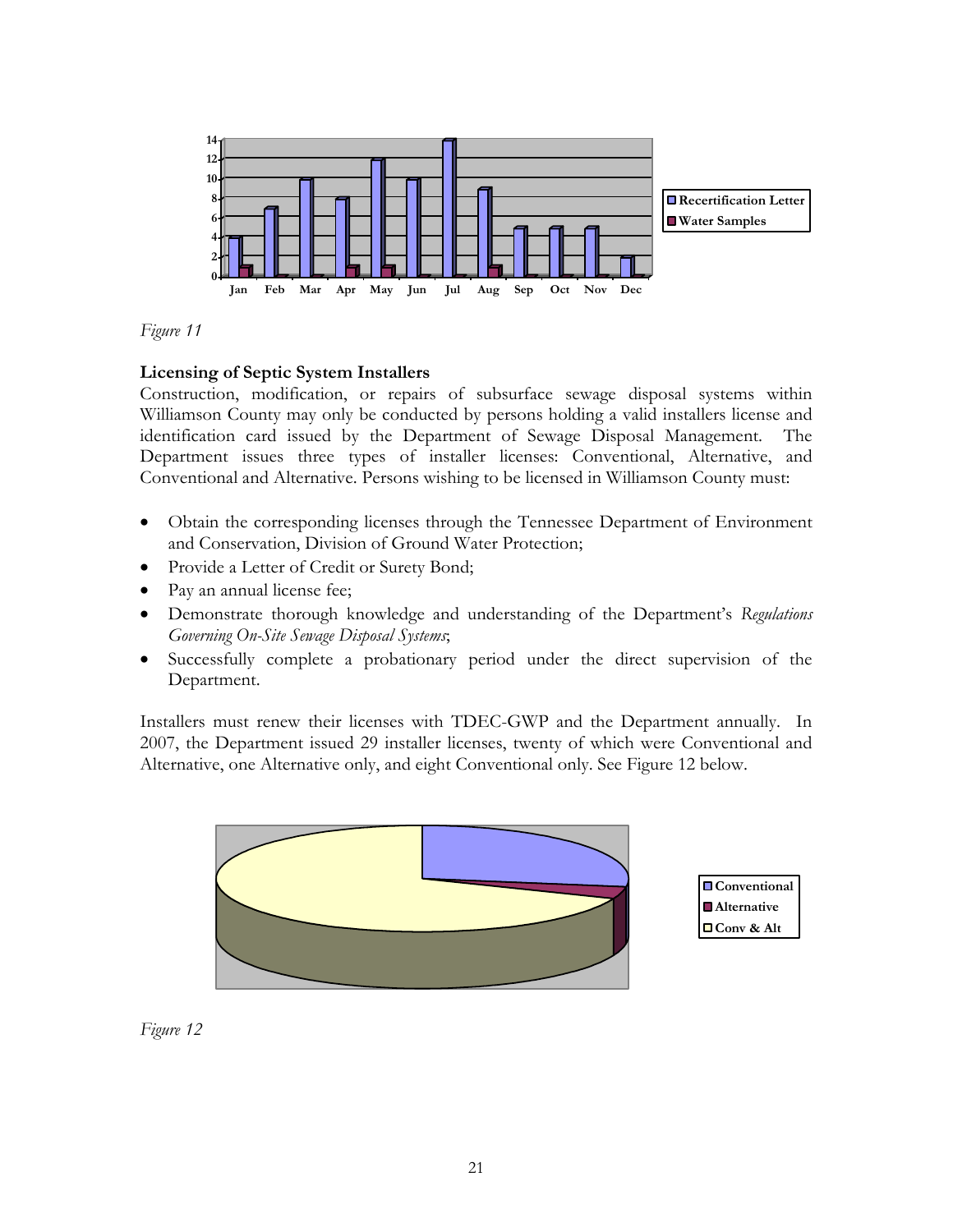*Figure 11*

**Licensing of Septic System Installers**

Construction, modification, or repairs of subsurface sewage disposal systems within Williamson County may only be conducted by persons holding a valid installers license and identification card issued by the Department of Sewage Disposal Management. The Department issues three types of installer licenses: Conventional, Alternative, and Conventional and Alternative. Persons wishing to be licensed in Williamson County must:

- Obtain the corresponding licenses through the Tennessee Department of Environment and Conservation, Division of Ground Water Protection;
- Provide a Letter of Credit or Surety Bond;
- Pay an annual license fee;
- Demonstrate thorough knowledge and understanding of the Department's *Regulations Governing On-Site Sewage Disposal Systems*;
- Successfully complete a probationary period under the direct supervision of the Department.

Installers must renew their licenses with TDEC-GWP and the Department annually. In 2007, the Department issued 29 installer licenses, twenty of which were Conventional and Alternative, one Alternative only, and eight Conventional only. See Figure 12 below.

*Figure 12*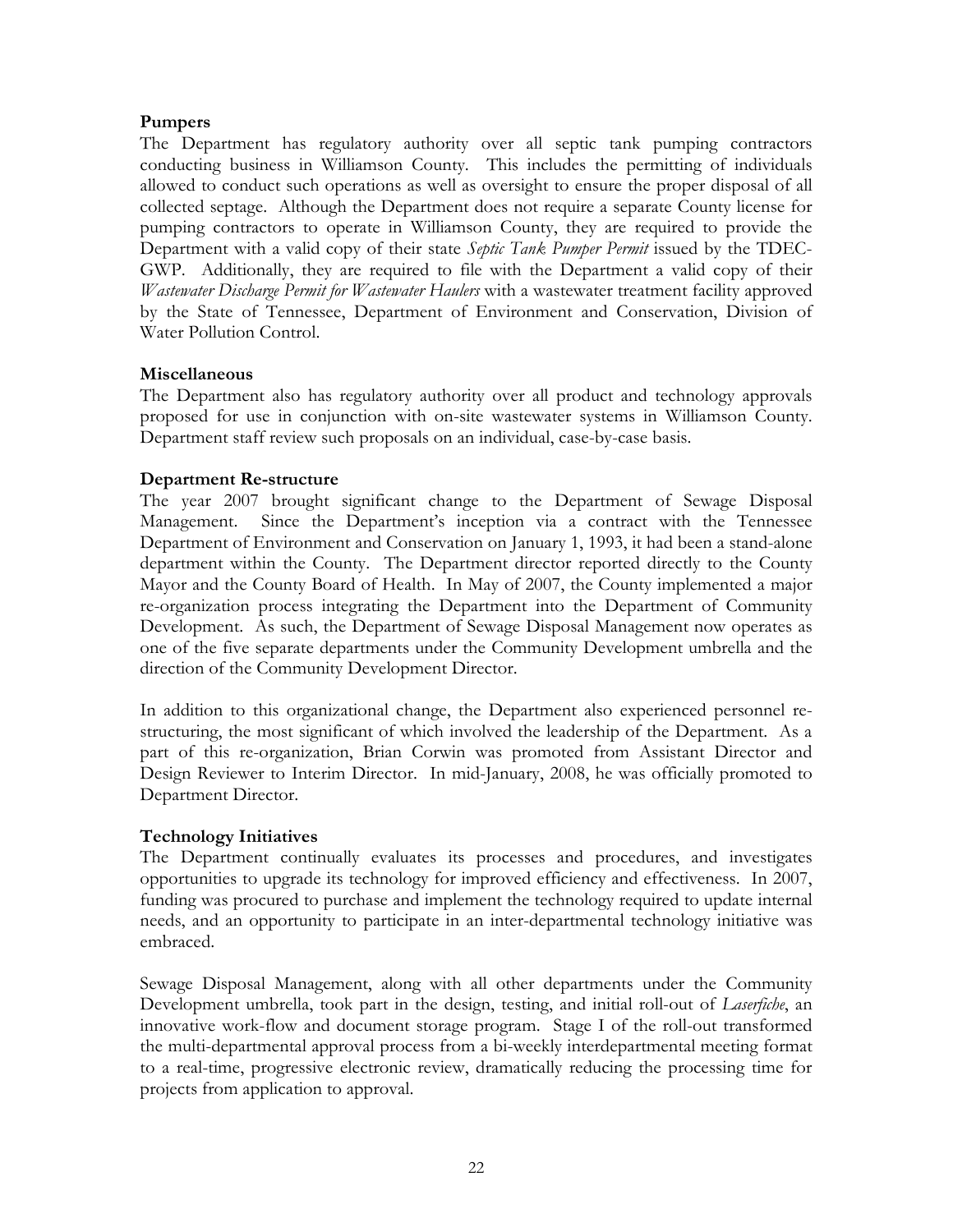**Pumpers**

The Department has regulatory authority over all septic tank pumping contractors conducting business in Williamson County. This includes the permitting of individuals allowed to conduct such operations as well as oversight to ensure the proper disposal of all collected septage. Although the Department does not require a separate County license for pumping contractors to operate in Williamson County, they are required to provide the Department with a valid copy of their state *Septic Tank Pumper Permit* issued by the TDEC-GWP. Additionally, they are required to file with the Department a valid copy of their *Wastewater Discharge Permit for Wastewater Haulers* with a wastewater treatment facility approved by the State of Tennessee, Department of Environment and Conservation, Division of Water Pollution Control.

**Miscellaneous**

The Department also has regulatory authority over all product and technology approvals proposed for use in conjunction with on-site wastewater systems in Williamson County. Department staff review such proposals on an individual, case-by-case basis.

**Department Re-structure**

The year 2007 brought significant change to the Department of Sewage Disposal Management. Since the Department's inception via a contract with the Tennessee Department of Environment and Conservation on January 1, 1993, it had been a stand-alone department within the County. The Department director reported directly to the County Mayor and the County Board of Health. In May of 2007, the County implemented a major re-organization process integrating the Department into the Department of Community Development. As such, the Department of Sewage Disposal Management now operates as one of the five separate departments under the Community Development umbrella and the direction of the Community Development Director.

In addition to this organizational change, the Department also experienced personnel re-structuring, the most significant of which involved the leadership of the Department. As a part of this re-organization, Brian Corwin was promoted from Assistant Director and Design Reviewer to Interim Director. In mid-January, 2008, he was officially promoted to Department Director.

**Technology Initiatives**

The Department continually evaluates its processes and procedures, and investigates opportunities to upgrade its technology for improved efficiency and effectiveness. In 2007, funding was procured to purchase and implement the technology required to update internal needs, and an opportunity to participate in an inter-departmental technology initiative was embraced.

Sewage Disposal Management, along with all other departments under the Community Development umbrella, took part in the design, testing, and initial roll-out of *Laserfiche*, an innovative work-flow and document storage program. Stage I of the roll-out transformed the multi-departmental approval process from a bi-weekly interdepartmental meeting format to a real-time, progressive electronic review, dramatically reducing the processing time for projects from application to approval.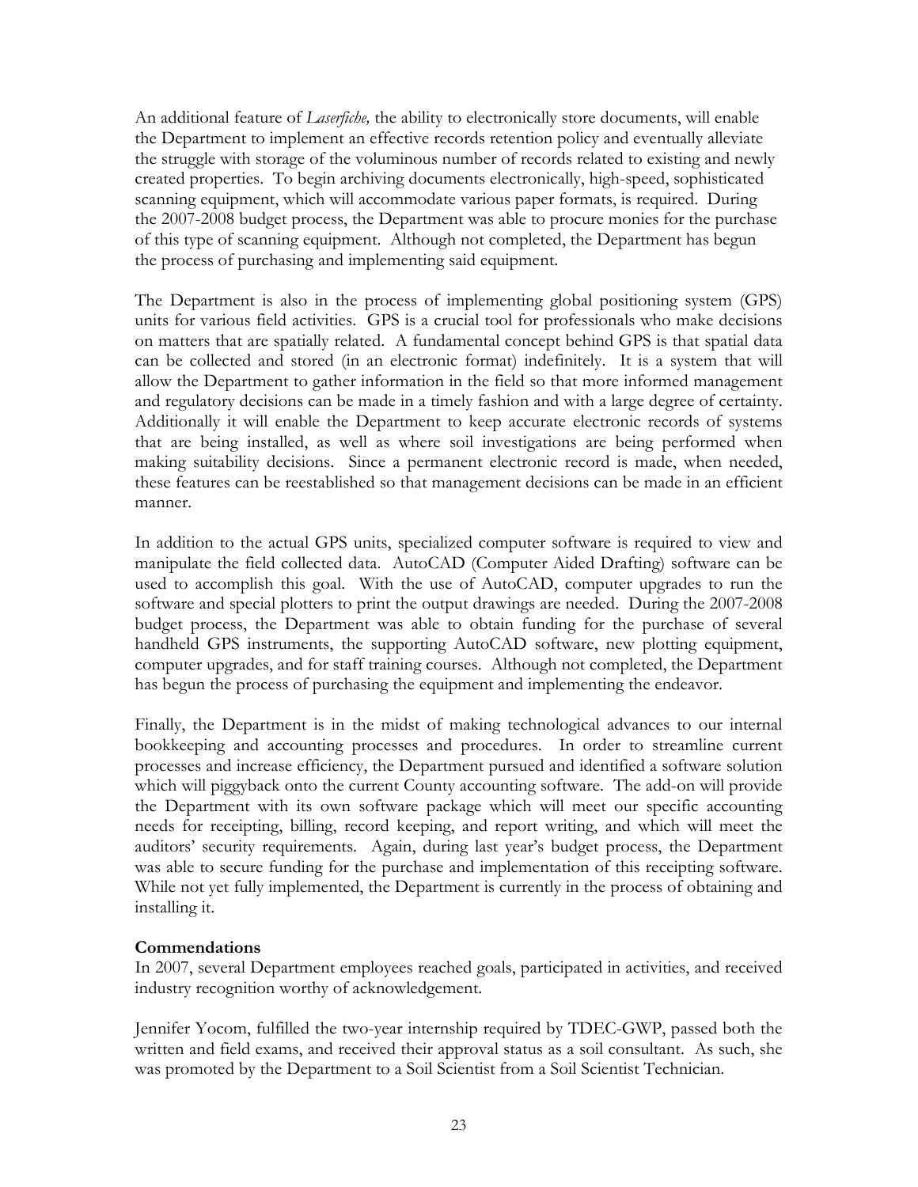An additional feature of *Laserfiche,* the ability to electronically store documents, will enable the Department to implement an effective records retention policy and eventually alleviate the struggle with storage of the voluminous number of records related to existing and newly created properties. To begin archiving documents electronically, high-speed, sophisticated scanning equipment, which will accommodate various paper formats, is required. During the 2007-2008 budget process, the Department was able to procure monies for the purchase of this type of scanning equipment. Although not completed, the Department has begun the process of purchasing and implementing said equipment.

The Department is also in the process of implementing global positioning system (GPS) units for various field activities. GPS is a crucial tool for professionals who make decisions on matters that are spatially related. A fundamental concept behind GPS is that spatial data can be collected and stored (in an electronic format) indefinitely. It is a system that will allow the Department to gather information in the field so that more informed management and regulatory decisions can be made in a timely fashion and with a large degree of certainty. Additionally it will enable the Department to keep accurate electronic records of systems that are being installed, as well as where soil investigations are being performed when making suitability decisions. Since a permanent electronic record is made, when needed, these features can be reestablished so that management decisions can be made in an efficient manner.

In addition to the actual GPS units, specialized computer software is required to view and manipulate the field collected data. AutoCAD (Computer Aided Drafting) software can be used to accomplish this goal. With the use of AutoCAD, computer upgrades to run the software and special plotters to print the output drawings are needed. During the 2007-2008 budget process, the Department was able to obtain funding for the purchase of several handheld GPS instruments, the supporting AutoCAD software, new plotting equipment, computer upgrades, and for staff training courses. Although not completed, the Department has begun the process of purchasing the equipment and implementing the endeavor.

Finally, the Department is in the midst of making technological advances to our internal bookkeeping and accounting processes and procedures. In order to streamline current processes and increase efficiency, the Department pursued and identified a software solution which will piggyback onto the current County accounting software. The add-on will provide the Department with its own software package which will meet our specific accounting needs for receipting, billing, record keeping, and report writing, and which will meet the auditors' security requirements. Again, during last year's budget process, the Department was able to secure funding for the purchase and implementation of this receipting software. While not yet fully implemented, the Department is currently in the process of obtaining and installing it.

**Commendations**

In 2007, several Department employees reached goals, participated in activities, and received industry recognition worthy of acknowledgement.

Jennifer Yocom, fulfilled the two-year internship required by TDEC-GWP, passed both the written and field exams, and received their approval status as a soil consultant. As such, she was promoted by the Department to a Soil Scientist from a Soil Scientist Technician.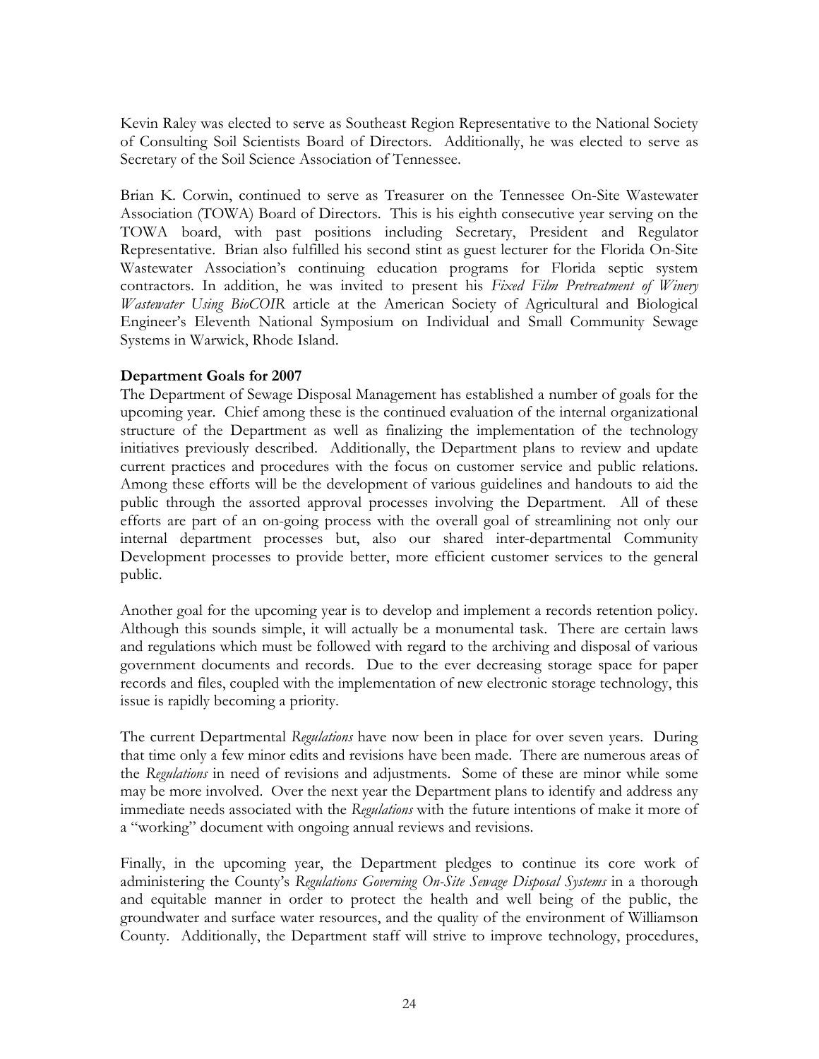Kevin Raley was elected to serve as Southeast Region Representative to the National Society of Consulting Soil Scientists Board of Directors. Additionally, he was elected to serve as Secretary of the Soil Science Association of Tennessee.

Brian K. Corwin, continued to serve as Treasurer on the Tennessee On-Site Wastewater Association (TOWA) Board of Directors. This is his eighth consecutive year serving on the TOWA board, with past positions including Secretary, President and Regulator Representative. Brian also fulfilled his second stint as guest lecturer for the Florida On-Site Wastewater Association's continuing education programs for Florida septic system contractors. In addition, he was invited to present his *Fixed Film Pretreatment of Winery Wastewater Using BioCOIR* article at the American Society of Agricultural and Biological Engineer's Eleventh National Symposium on Individual and Small Community Sewage Systems in Warwick, Rhode Island.

**Department Goals for 2007**

The Department of Sewage Disposal Management has established a number of goals for the upcoming year. Chief among these is the continued evaluation of the internal organizational structure of the Department as well as finalizing the implementation of the technology initiatives previously described. Additionally, the Department plans to review and update current practices and procedures with the focus on customer service and public relations. Among these efforts will be the development of various guidelines and handouts to aid the public through the assorted approval processes involving the Department. All of these efforts are part of an on-going process with the overall goal of streamlining not only our internal department processes but, also our shared inter-departmental Community Development processes to provide better, more efficient customer services to the general public.

Another goal for the upcoming year is to develop and implement a records retention policy. Although this sounds simple, it will actually be a monumental task. There are certain laws and regulations which must be followed with regard to the archiving and disposal of various government documents and records. Due to the ever decreasing storage space for paper records and files, coupled with the implementation of new electronic storage technology, this issue is rapidly becoming a priority.

The current Departmental *Regulations* have now been in place for over seven years. During that time only a few minor edits and revisions have been made. There are numerous areas of the *Regulations* in need of revisions and adjustments. Some of these are minor while some may be more involved. Over the next year the Department plans to identify and address any immediate needs associated with the *Regulations* with the future intentions of make it more of a "working" document with ongoing annual reviews and revisions.

Finally, in the upcoming year, the Department pledges to continue its core work of administering the County's *Regulations Governing On-Site Sewage Disposal Systems* in a thorough and equitable manner in order to protect the health and well being of the public, the groundwater and surface water resources, and the quality of the environment of Williamson County. Additionally, the Department staff will strive to improve technology, procedures,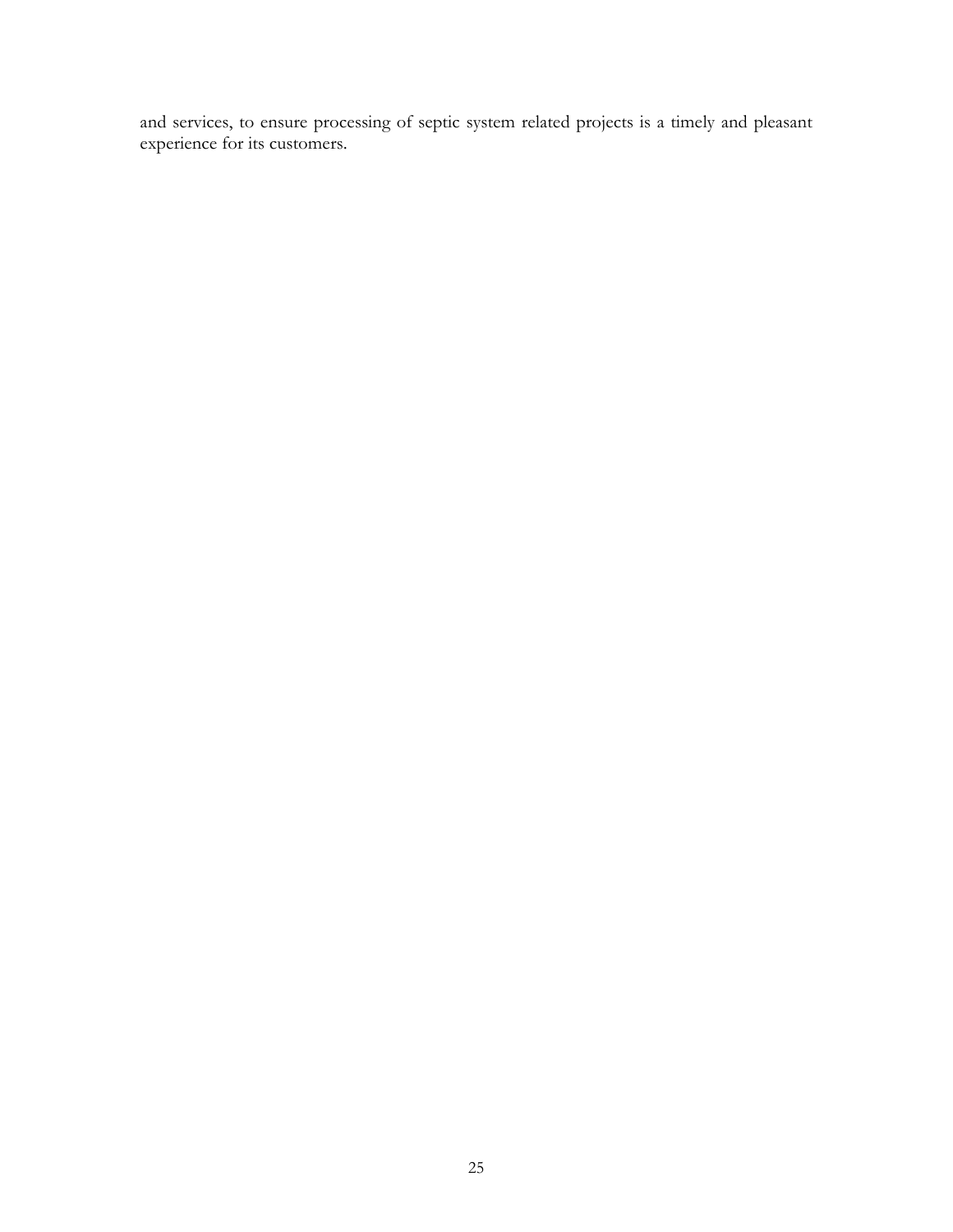and services, to ensure processing of septic system related projects is a timely and pleasant experience for its customers.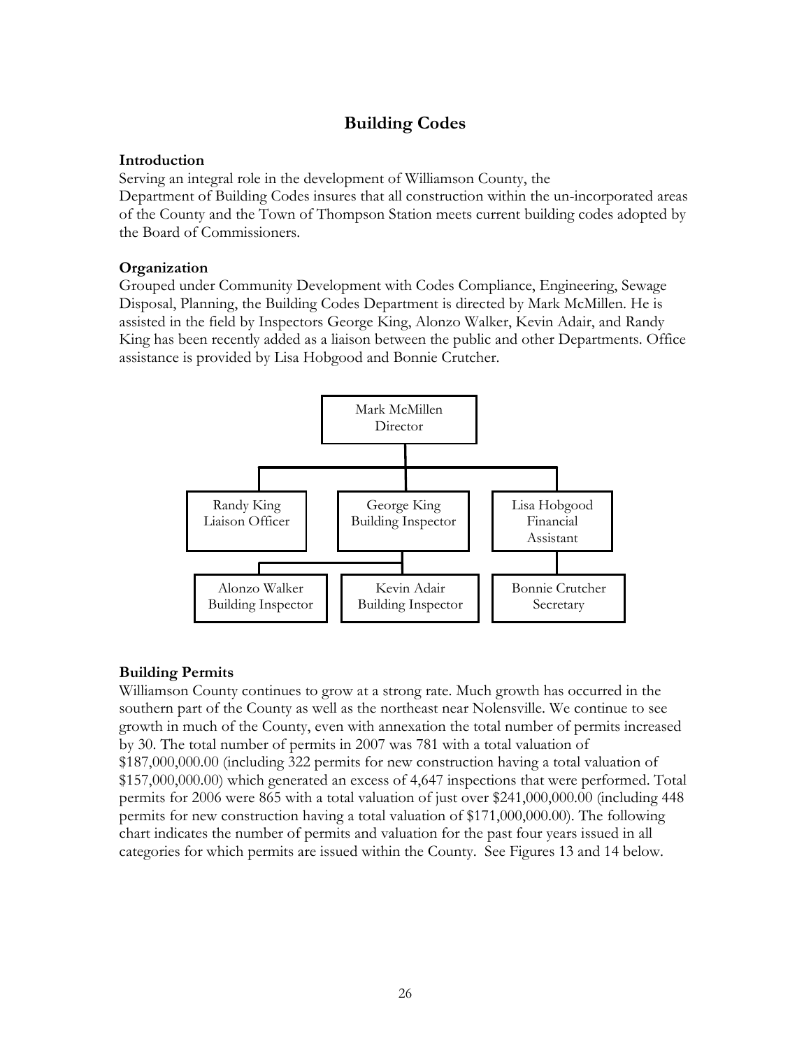# Building Codes

### Introduction

Serving an integral role in the development of Williamson County, the Department of Building Codes insures that all construction within the un-incorporated areas of the County and the Town of Thompson Station meets current building codes adopted by the Board of Commissioners.

### Organization

Grouped under Community Development with Codes Compliance, Engineering, Sewage Disposal, Planning, the Building Codes Department is directed by Mark McMillen. He is assisted in the field by Inspectors George King, Alonzo Walker, Kevin Adair, and Randy King has been recently added as a liaison between the public and other Departments. Office assistance is provided by Lisa Hobgood and Bonnie Crutcher.

- Mark McMillen, Director
  - Randy King, Liaison Officer
  - George King, Building Inspector
    - Alonzo Walker, Building Inspector
    - Kevin Adair, Building Inspector
  - Lisa Hobgood, Financial Assistant
    - Bonnie Crutcher, Secretary

### Building Permits

Williamson County continues to grow at a strong rate. Much growth has occurred in the southern part of the County as well as the northeast near Nolensville. We continue to see growth in much of the County, even with annexation the total number of permits increased by 30. The total number of permits in 2007 was 781 with a total valuation of $187,000,000.00 (including 322 permits for new construction having a total valuation of $157,000,000.00) which generated an excess of 4,647 inspections that were performed. Total permits for 2006 were 865 with a total valuation of just over $241,000,000.00 (including 448 permits for new construction having a total valuation of $171,000,000.00). The following chart indicates the number of permits and valuation for the past four years issued in all categories for which permits are issued within the County. See Figures 13 and 14 below.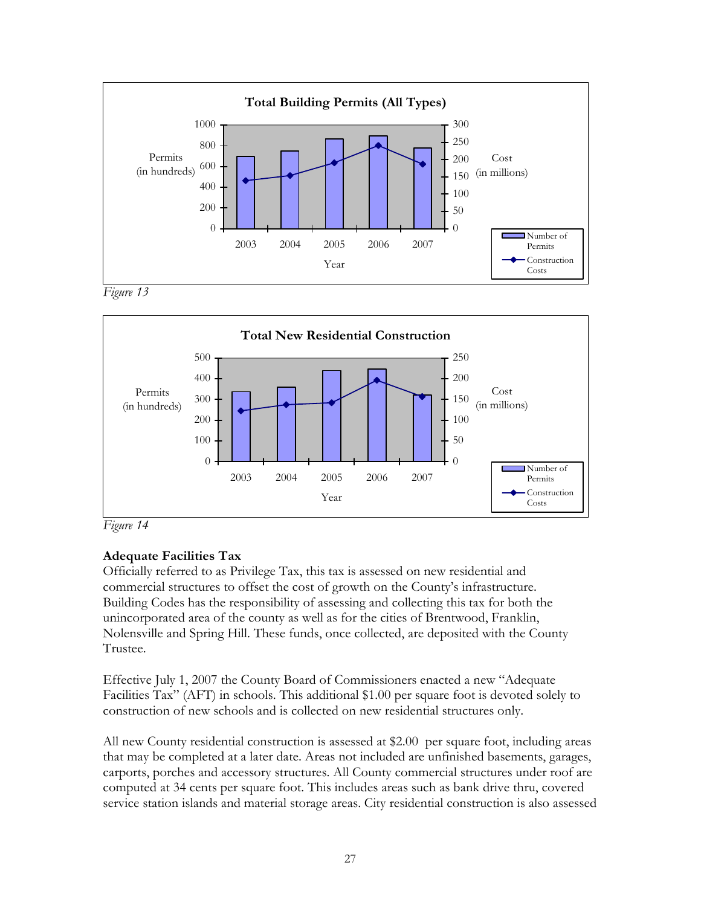*Figure 13*

*Figure 14*

**Adequate Facilities Tax**

Officially referred to as Privilege Tax, this tax is assessed on new residential and commercial structures to offset the cost of growth on the County's infrastructure. Building Codes has the responsibility of assessing and collecting this tax for both the unincorporated area of the county as well as for the cities of Brentwood, Franklin, Nolensville and Spring Hill. These funds, once collected, are deposited with the County Trustee.

Effective July 1, 2007 the County Board of Commissioners enacted a new "Adequate Facilities Tax" (AFT) in schools. This additional $1.00 per square foot is devoted solely to construction of new schools and is collected on new residential structures only.

All new County residential construction is assessed at $2.00 per square foot, including areas that may be completed at a later date. Areas not included are unfinished basements, garages, carports, porches and accessory structures. All County commercial structures under roof are computed at 34 cents per square foot. This includes areas such as bank drive thru, covered service station islands and material storage areas. City residential construction is also assessed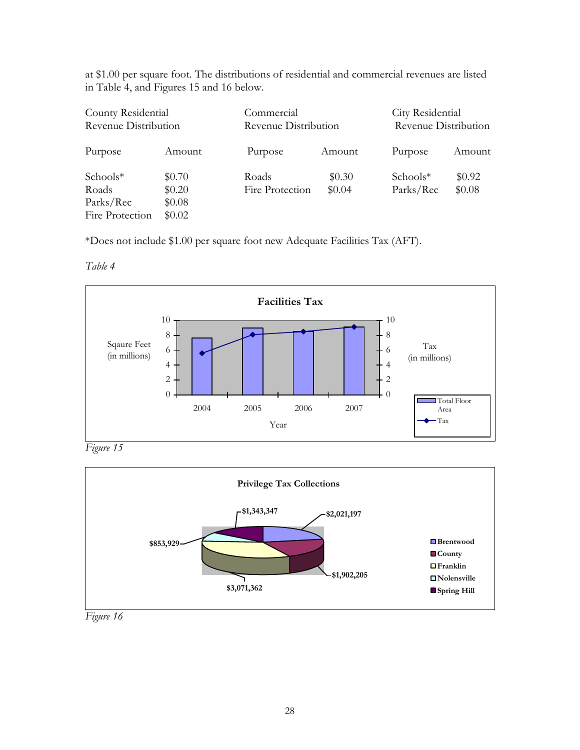at $1.00 per square foot. The distributions of residential and commercial revenues are listed in Table 4, and Figures 15 and 16 below.

| County Residential Revenue Distribution | | Commercial Revenue Distribution | | City Residential Revenue Distribution | |
|---|---|---|---|---|---|
| Purpose | Amount | Purpose | Amount | Purpose | Amount |
| Schools* | $0.70 | Roads | $0.30 | Schools* | $0.92 |
| Roads | $0.20 | Fire Protection | $0.04 | Parks/Rec | $0.08 |
| Parks/Rec | $0.08 | | | | |
| Fire Protection | $0.02 | | | | |

*Does not include $1.00 per square foot new Adequate Facilities Tax (AFT).

*Table 4*

**Facilities Tax**

Sqaure Feet (in millions) — Tax (in millions)

Year: 2004, 2005, 2006, 2007

Legend: Total Floor Area; Tax

*Figure 15*

**Privilege Tax Collections**

$2,021,197; $1,902,205; $3,071,362; $853,929; $1,343,347

Legend: Brentwood; County; Franklin; Nolensville; Spring Hill

*Figure 16*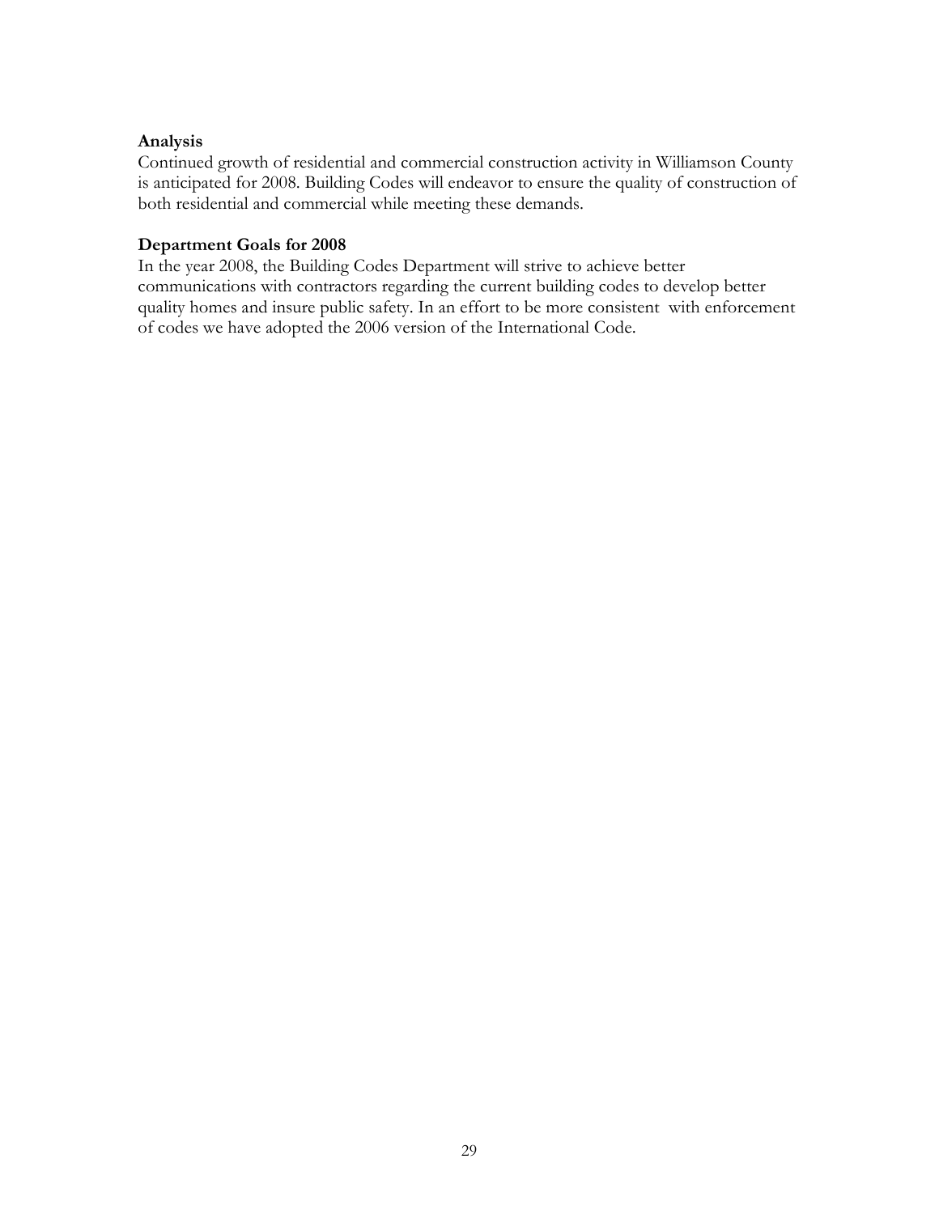**Analysis**

Continued growth of residential and commercial construction activity in Williamson County is anticipated for 2008. Building Codes will endeavor to ensure the quality of construction of both residential and commercial while meeting these demands.

**Department Goals for 2008**

In the year 2008, the Building Codes Department will strive to achieve better communications with contractors regarding the current building codes to develop better quality homes and insure public safety. In an effort to be more consistent with enforcement of codes we have adopted the 2006 version of the International Code.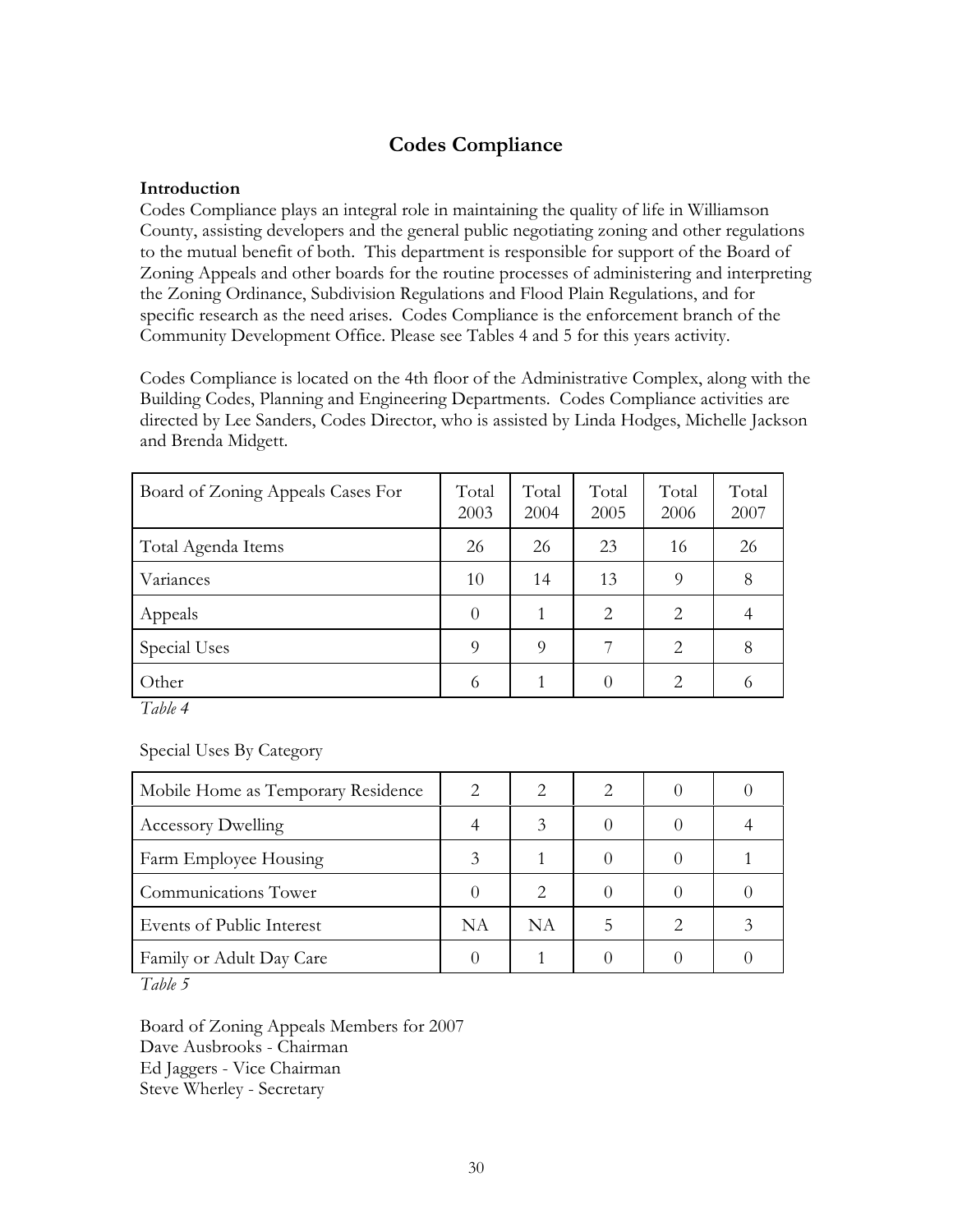# Codes Compliance

**Introduction**
Codes Compliance plays an integral role in maintaining the quality of life in Williamson County, assisting developers and the general public negotiating zoning and other regulations to the mutual benefit of both. This department is responsible for support of the Board of Zoning Appeals and other boards for the routine processes of administering and interpreting the Zoning Ordinance, Subdivision Regulations and Flood Plain Regulations, and for specific research as the need arises. Codes Compliance is the enforcement branch of the Community Development Office. Please see Tables 4 and 5 for this years activity.

Codes Compliance is located on the 4th floor of the Administrative Complex, along with the Building Codes, Planning and Engineering Departments. Codes Compliance activities are directed by Lee Sanders, Codes Director, who is assisted by Linda Hodges, Michelle Jackson and Brenda Midgett.

| Board of Zoning Appeals Cases For | Total 2003 | Total 2004 | Total 2005 | Total 2006 | Total 2007 |
|---|---|---|---|---|---|
| Total Agenda Items | 26 | 26 | 23 | 16 | 26 |
| Variances | 10 | 14 | 13 | 9 | 8 |
| Appeals | 0 | 1 | 2 | 2 | 4 |
| Special Uses | 9 | 9 | 7 | 2 | 8 |
| Other | 6 | 1 | 0 | 2 | 6 |

*Table 4*

Special Uses By Category

| | | | | | |
|---|---|---|---|---|---|
| Mobile Home as Temporary Residence | 2 | 2 | 2 | 0 | 0 |
| Accessory Dwelling | 4 | 3 | 0 | 0 | 4 |
| Farm Employee Housing | 3 | 1 | 0 | 0 | 1 |
| Communications Tower | 0 | 2 | 0 | 0 | 0 |
| Events of Public Interest | NA | NA | 5 | 2 | 3 |
| Family or Adult Day Care | 0 | 1 | 0 | 0 | 0 |

*Table 5*

Board of Zoning Appeals Members for 2007
Dave Ausbrooks - Chairman
Ed Jaggers - Vice Chairman
Steve Wherley - Secretary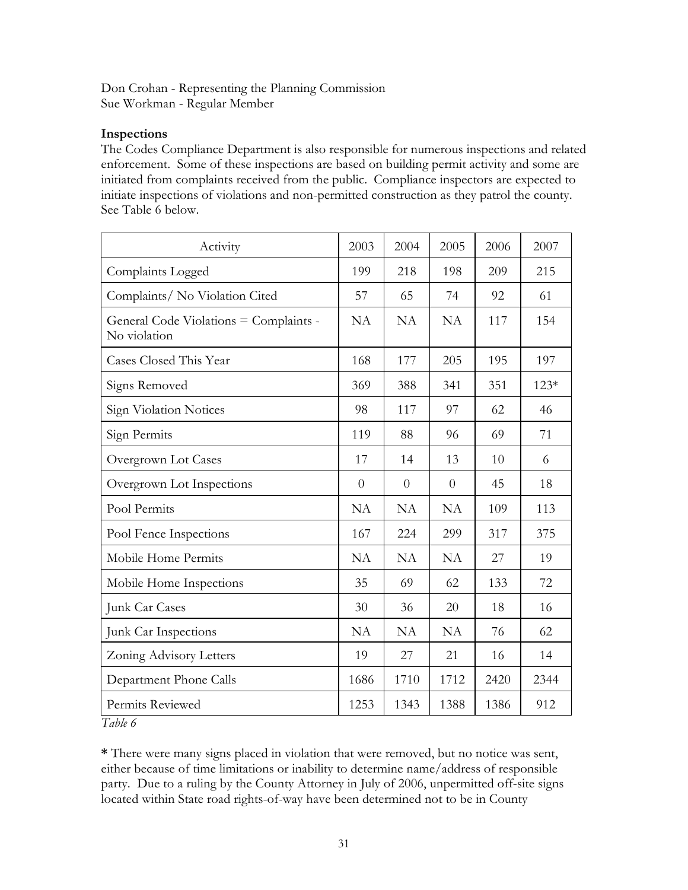Don Crohan - Representing the Planning Commission
Sue Workman - Regular Member

**Inspections**
The Codes Compliance Department is also responsible for numerous inspections and related enforcement. Some of these inspections are based on building permit activity and some are initiated from complaints received from the public. Compliance inspectors are expected to initiate inspections of violations and non-permitted construction as they patrol the county. See Table 6 below.

| Activity | 2003 | 2004 | 2005 | 2006 | 2007 |
|---|---|---|---|---|---|
| Complaints Logged | 199 | 218 | 198 | 209 | 215 |
| Complaints/ No Violation Cited | 57 | 65 | 74 | 92 | 61 |
| General Code Violations = Complaints - No violation | NA | NA | NA | 117 | 154 |
| Cases Closed This Year | 168 | 177 | 205 | 195 | 197 |
| Signs Removed | 369 | 388 | 341 | 351 | 123* |
| Sign Violation Notices | 98 | 117 | 97 | 62 | 46 |
| Sign Permits | 119 | 88 | 96 | 69 | 71 |
| Overgrown Lot Cases | 17 | 14 | 13 | 10 | 6 |
| Overgrown Lot Inspections | 0 | 0 | 0 | 45 | 18 |
| Pool Permits | NA | NA | NA | 109 | 113 |
| Pool Fence Inspections | 167 | 224 | 299 | 317 | 375 |
| Mobile Home Permits | NA | NA | NA | 27 | 19 |
| Mobile Home Inspections | 35 | 69 | 62 | 133 | 72 |
| Junk Car Cases | 30 | 36 | 20 | 18 | 16 |
| Junk Car Inspections | NA | NA | NA | 76 | 62 |
| Zoning Advisory Letters | 19 | 27 | 21 | 16 | 14 |
| Department Phone Calls | 1686 | 1710 | 1712 | 2420 | 2344 |
| Permits Reviewed | 1253 | 1343 | 1388 | 1386 | 912 |

*Table 6*

**\*** There were many signs placed in violation that were removed, but no notice was sent, either because of time limitations or inability to determine name/address of responsible party. Due to a ruling by the County Attorney in July of 2006, unpermitted off-site signs located within State road rights-of-way have been determined not to be in County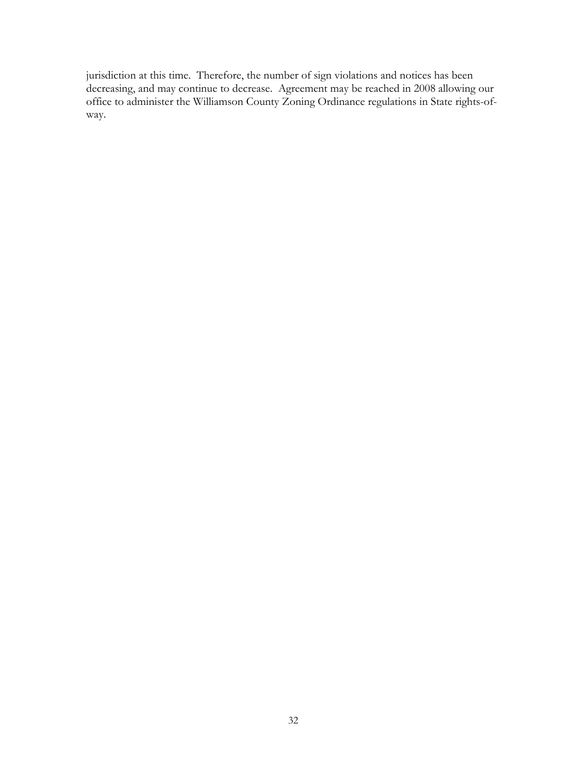jurisdiction at this time. Therefore, the number of sign violations and notices has been decreasing, and may continue to decrease. Agreement may be reached in 2008 allowing our office to administer the Williamson County Zoning Ordinance regulations in State rights-of-way.